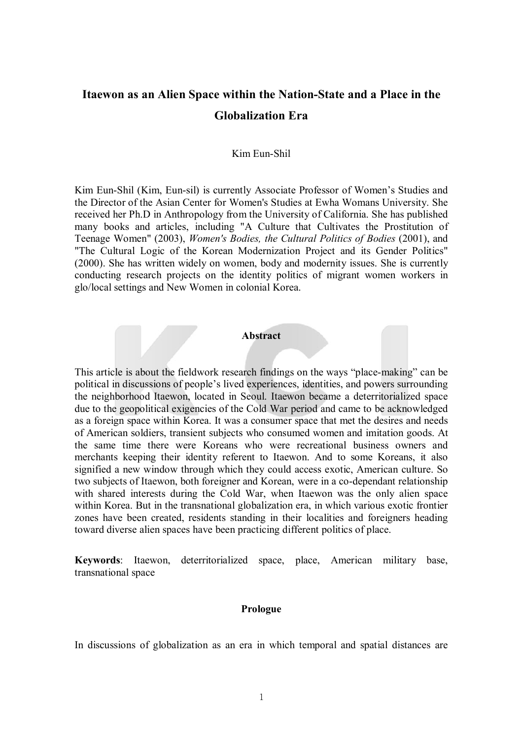# Itaewon as an Alien Space within the Nation-State and a Place in the Globalization Era

Kim Eun-Shil

Kim Eun-Shil (Kim, Eun-sil) is currently Associate Professor of Women's Studies and the Director of the Asian Center for Women's Studies at Ewha Womans University. She received her Ph.D in Anthropology from the University of California. She has published many books and articles, including "A Culture that Cultivates the Prostitution of Teenage Women" (2003), *Women's Bodies, the Cultural Politics of Bodies* (2001), and "The Cultural Logic of the Korean Modernization Project and its Gender Politics" (2000). She has written widely on women, body and modernity issues. She is currently conducting research projects on the identity politics of migrant women workers in glo/local settings and New Women in colonial Korea.

## Abstract

This article is about the fieldwork research findings on the ways "place-making" can be political in discussions of people's lived experiences, identities, and powers surrounding the neighborhood Itaewon, located in Seoul. Itaewon became a deterritorialized space due to the geopolitical exigencies of the Cold War period and came to be acknowledged as a foreign space within Korea. It was a consumer space that met the desires and needs of American soldiers, transient subjects who consumed women and imitation goods. At the same time there were Koreans who were recreational business owners and merchants keeping their identity referent to Itaewon. And to some Koreans, it also signified a new window through which they could access exotic, American culture. So two subjects of Itaewon, both foreigner and Korean, were in a co-dependant relationship with shared interests during the Cold War, when Itaewon was the only alien space within Korea. But in the transnational globalization era, in which various exotic frontier zones have been created, residents standing in their localities and foreigners heading toward diverse alien spaces have been practicing different politics of place.

**Keywords**: Itaewon, deterritorialized space, place, American military base, transnational space

## Prologue

In discussions of globalization as an era in which temporal and spatial distances are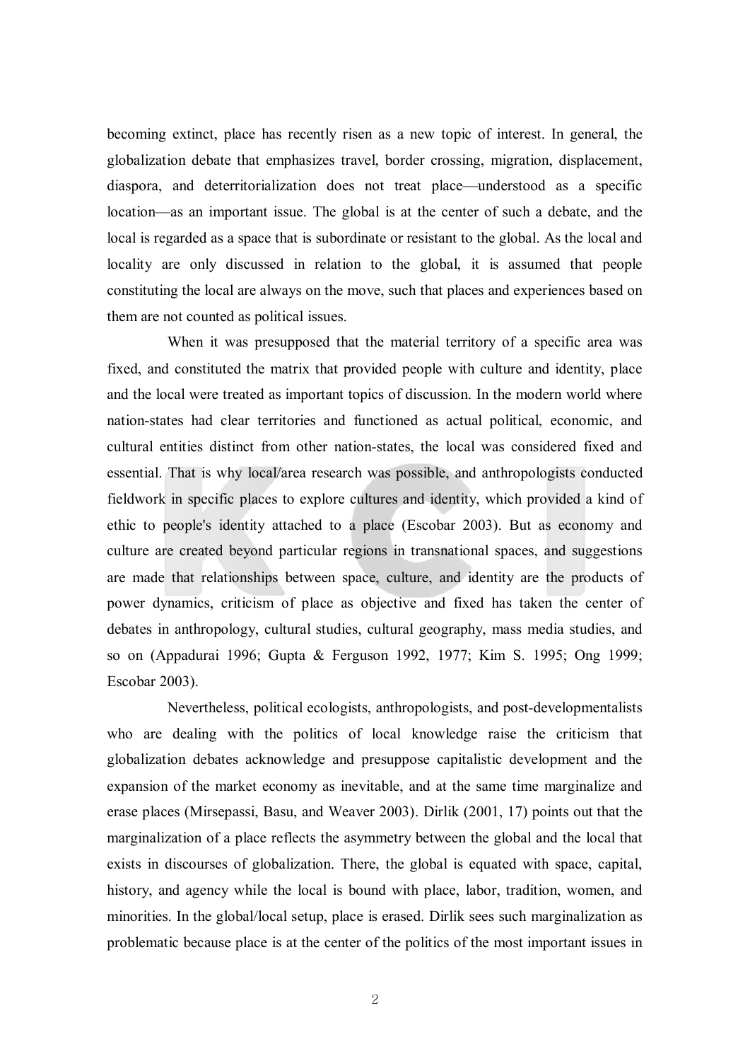becoming extinct, place has recently risen as a new topic of interest. In general, the globalization debate that emphasizes travel, border crossing, migration, displacement, diaspora, and deterritorialization does not treat place—understood as a specific location—as an important issue. The global is at the center of such a debate, and the local is regarded as a space that is subordinate or resistant to the global. As the local and locality are only discussed in relation to the global, it is assumed that people constituting the local are always on the move, such that places and experiences based on them are not counted as political issues.

When it was presupposed that the material territory of a specific area was fixed, and constituted the matrix that provided people with culture and identity, place and the local were treated as important topics of discussion. In the modern world where nation-states had clear territories and functioned as actual political, economic, and cultural entities distinct from other nation-states, the local was considered fixed and essential. That is why local/area research was possible, and anthropologists conducted fieldwork in specific places to explore cultures and identity, which provided a kind of ethic to people's identity attached to a place (Escobar 2003). But as economy and culture are created beyond particular regions in transnational spaces, and suggestions are made that relationships between space, culture, and identity are the products of power dynamics, criticism of place as objective and fixed has taken the center of debates in anthropology, cultural studies, cultural geography, mass media studies, and so on (Appadurai 1996; Gupta & Ferguson 1992, 1977; Kim S. 1995; Ong 1999; Escobar 2003).

Nevertheless, political ecologists, anthropologists, and post-developmentalists who are dealing with the politics of local knowledge raise the criticism that globalization debates acknowledge and presuppose capitalistic development and the expansion of the market economy as inevitable, and at the same time marginalize and erase places (Mirsepassi, Basu, and Weaver 2003). Dirlik (2001, 17) points out that the marginalization of a place reflects the asymmetry between the global and the local that exists in discourses of globalization. There, the global is equated with space, capital, history, and agency while the local is bound with place, labor, tradition, women, and minorities. In the global/local setup, place is erased. Dirlik sees such marginalization as problematic because place is at the center of the politics of the most important issues in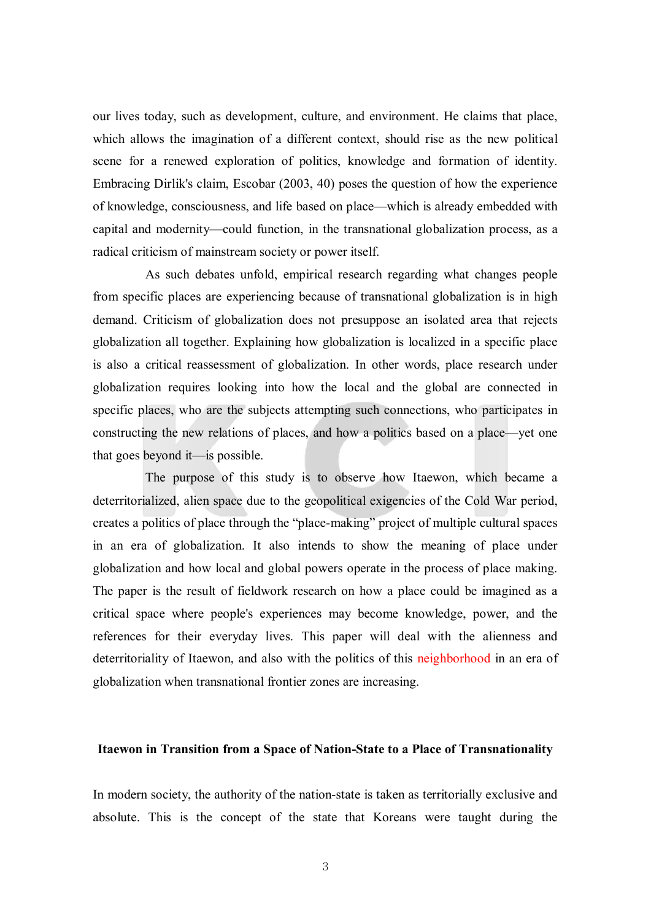our lives today, such as development, culture, and environment. He claims that place, which allows the imagination of a different context, should rise as the new political scene for a renewed exploration of politics, knowledge and formation of identity. Embracing Dirlik's claim, Escobar (2003, 40) poses the question of how the experience of knowledge, consciousness, and life based on place—which is already embedded with capital and modernity—could function, in the transnational globalization process, as a radical criticism of mainstream society or power itself.

As such debates unfold, empirical research regarding what changes people from specific places are experiencing because of transnational globalization is in high demand. Criticism of globalization does not presuppose an isolated area that rejects globalization all together. Explaining how globalization is localized in a specific place is also a critical reassessment of globalization. In other words, place research under globalization requires looking into how the local and the global are connected in specific places, who are the subjects attempting such connections, who participates in constructing the new relations of places, and how a politics based on a place—yet one that goes beyond it—is possible.

The purpose of this study is to observe how Itaewon, which became a deterritorialized, alien space due to the geopolitical exigencies of the Cold War period, creates a politics of place through the "place-making" project of multiple cultural spaces in an era of globalization. It also intends to show the meaning of place under globalization and how local and global powers operate in the process of place making. The paper is the result of fieldwork research on how a place could be imagined as a critical space where people's experiences may become knowledge, power, and the references for their everyday lives. This paper will deal with the alienness and deterritoriality of Itaewon, and also with the politics of this neighborhood in an era of globalization when transnational frontier zones are increasing.

## Itaewon in Transition from a Space of Nation-State to a Place of Transnationality

In modern society, the authority of the nation-state is taken as territorially exclusive and absolute. This is the concept of the state that Koreans were taught during the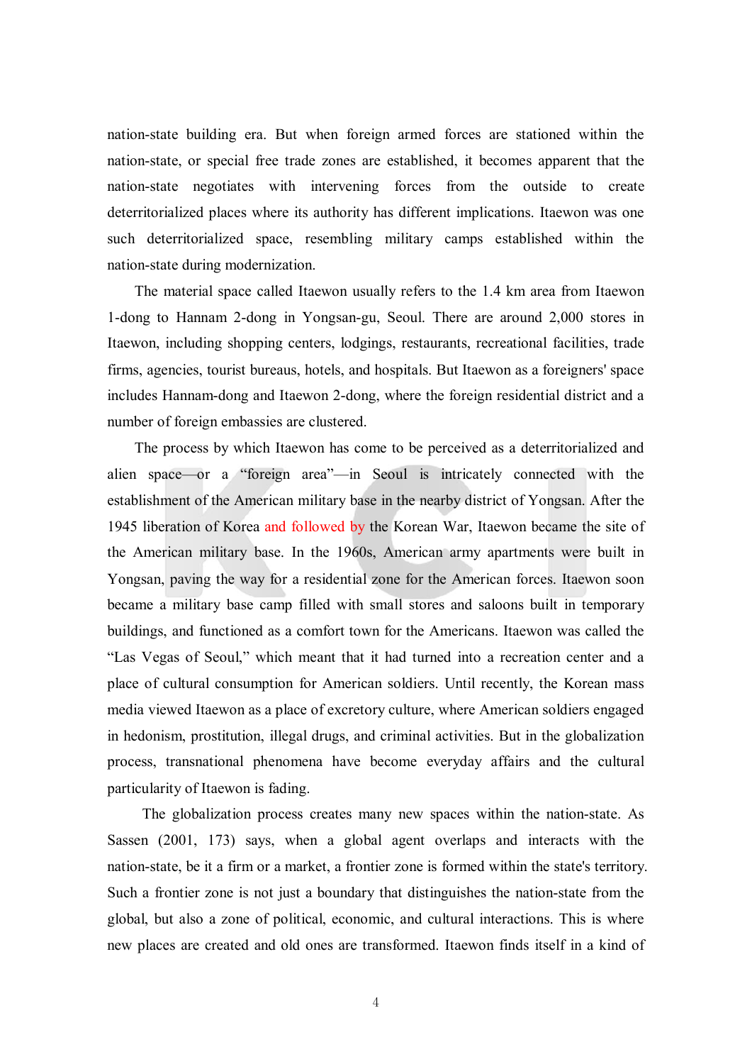nation-state building era. But when foreign armed forces are stationed within the nation-state, or special free trade zones are established, it becomes apparent that the nation-state negotiates with intervening forces from the outside to create deterritorialized places where its authority has different implications. Itaewon was one such deterritorialized space, resembling military camps established within the nation-state during modernization.

The material space called Itaewon usually refers to the 1.4 km area from Itaewon 1-dong to Hannam 2-dong in Yongsan-gu, Seoul. There are around 2,000 stores in Itaewon, including shopping centers, lodgings, restaurants, recreational facilities, trade firms, agencies, tourist bureaus, hotels, and hospitals. But Itaewon as a foreigners' space includes Hannam-dong and Itaewon 2-dong, where the foreign residential district and a number of foreign embassies are clustered.

The process by which Itaewon has come to be perceived as a deterritorialized and alien space—or a "foreign area"—in Seoul is intricately connected with the establishment of the American military base in the nearby district of Yongsan. After the 1945 liberation of Korea and followed by the Korean War, Itaewon became the site of the American military base. In the 1960s, American army apartments were built in Yongsan, paving the way for a residential zone for the American forces. Itaewon soon became a military base camp filled with small stores and saloons built in temporary buildings, and functioned as a comfort town for the Americans. Itaewon was called the "Las Vegas of Seoul," which meant that it had turned into a recreation center and a place of cultural consumption for American soldiers. Until recently, the Korean mass media viewed Itaewon as a place of excretory culture, where American soldiers engaged in hedonism, prostitution, illegal drugs, and criminal activities. But in the globalization process, transnational phenomena have become everyday affairs and the cultural particularity of Itaewon is fading.

The globalization process creates many new spaces within the nation-state. As Sassen (2001, 173) says, when a global agent overlaps and interacts with the nation-state, be it a firm or a market, a frontier zone is formed within the state's territory. Such a frontier zone is not just a boundary that distinguishes the nation-state from the global, but also a zone of political, economic, and cultural interactions. This is where new places are created and old ones are transformed. Itaewon finds itself in a kind of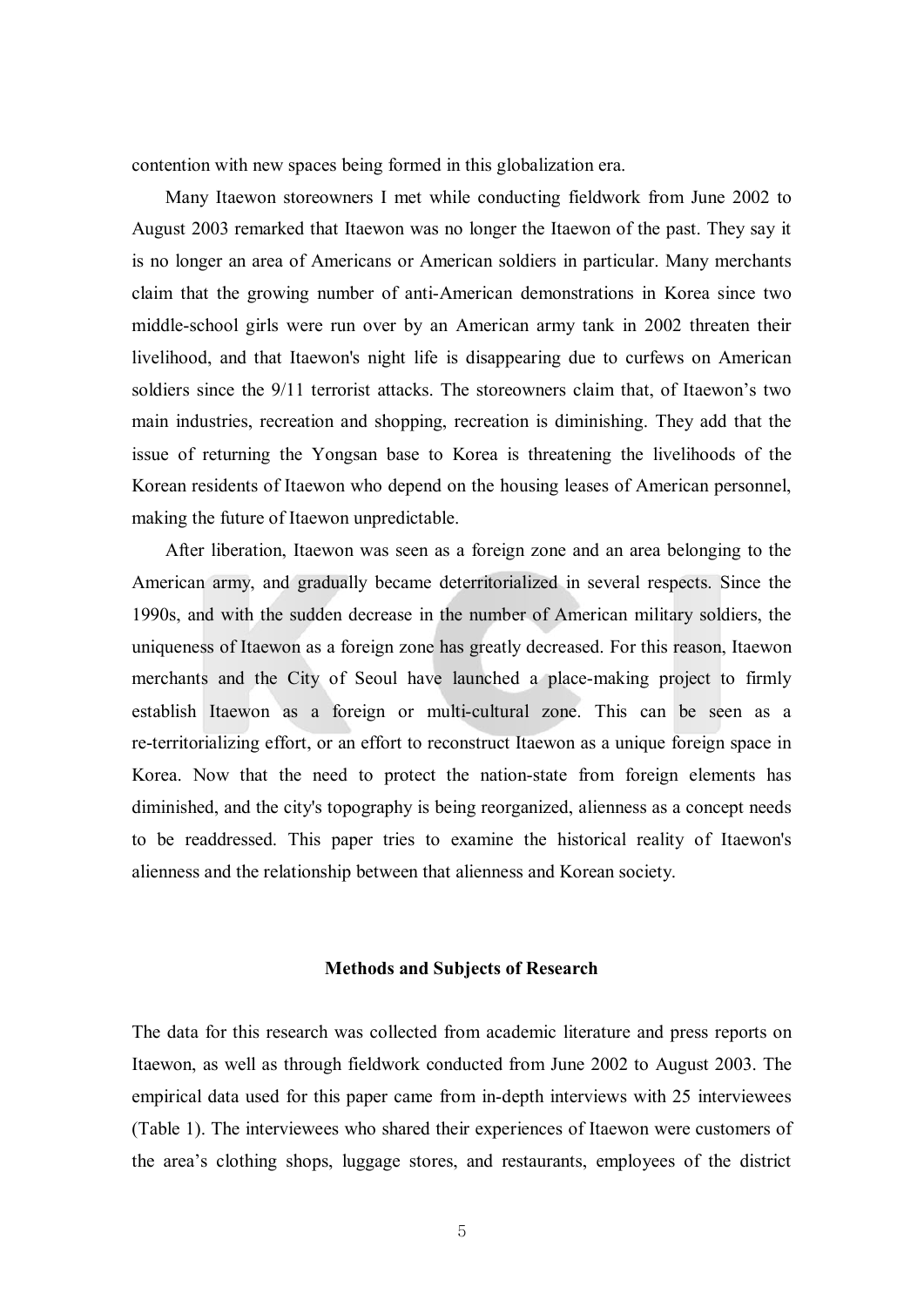contention with new spaces being formed in this globalization era.

Many Itaewon storeowners I met while conducting fieldwork from June 2002 to August 2003 remarked that Itaewon was no longer the Itaewon of the past. They say it is no longer an area of Americans or American soldiers in particular. Many merchants claim that the growing number of anti-American demonstrations in Korea since two middle-school girls were run over by an American army tank in 2002 threaten their livelihood, and that Itaewon's night life is disappearing due to curfews on American soldiers since the 9/11 terrorist attacks. The storeowners claim that, of Itaewon's two main industries, recreation and shopping, recreation is diminishing. They add that the issue of returning the Yongsan base to Korea is threatening the livelihoods of the Korean residents of Itaewon who depend on the housing leases of American personnel, making the future of Itaewon unpredictable.

After liberation, Itaewon was seen as a foreign zone and an area belonging to the American army, and gradually became deterritorialized in several respects. Since the 1990s, and with the sudden decrease in the number of American military soldiers, the uniqueness of Itaewon as a foreign zone has greatly decreased. For this reason, Itaewon merchants and the City of Seoul have launched a place-making project to firmly establish Itaewon as a foreign or multi-cultural zone. This can be seen as a re-territorializing effort, or an effort to reconstruct Itaewon as a unique foreign space in Korea. Now that the need to protect the nation-state from foreign elements has diminished, and the city's topography is being reorganized, alienness as a concept needs to be readdressed. This paper tries to examine the historical reality of Itaewon's alienness and the relationship between that alienness and Korean society.

## Methods and Subjects of Research

The data for this research was collected from academic literature and press reports on Itaewon, as well as through fieldwork conducted from June 2002 to August 2003. The empirical data used for this paper came from in-depth interviews with 25 interviewees (Table 1). The interviewees who shared their experiences of Itaewon were customers of the area's clothing shops, luggage stores, and restaurants, employees of the district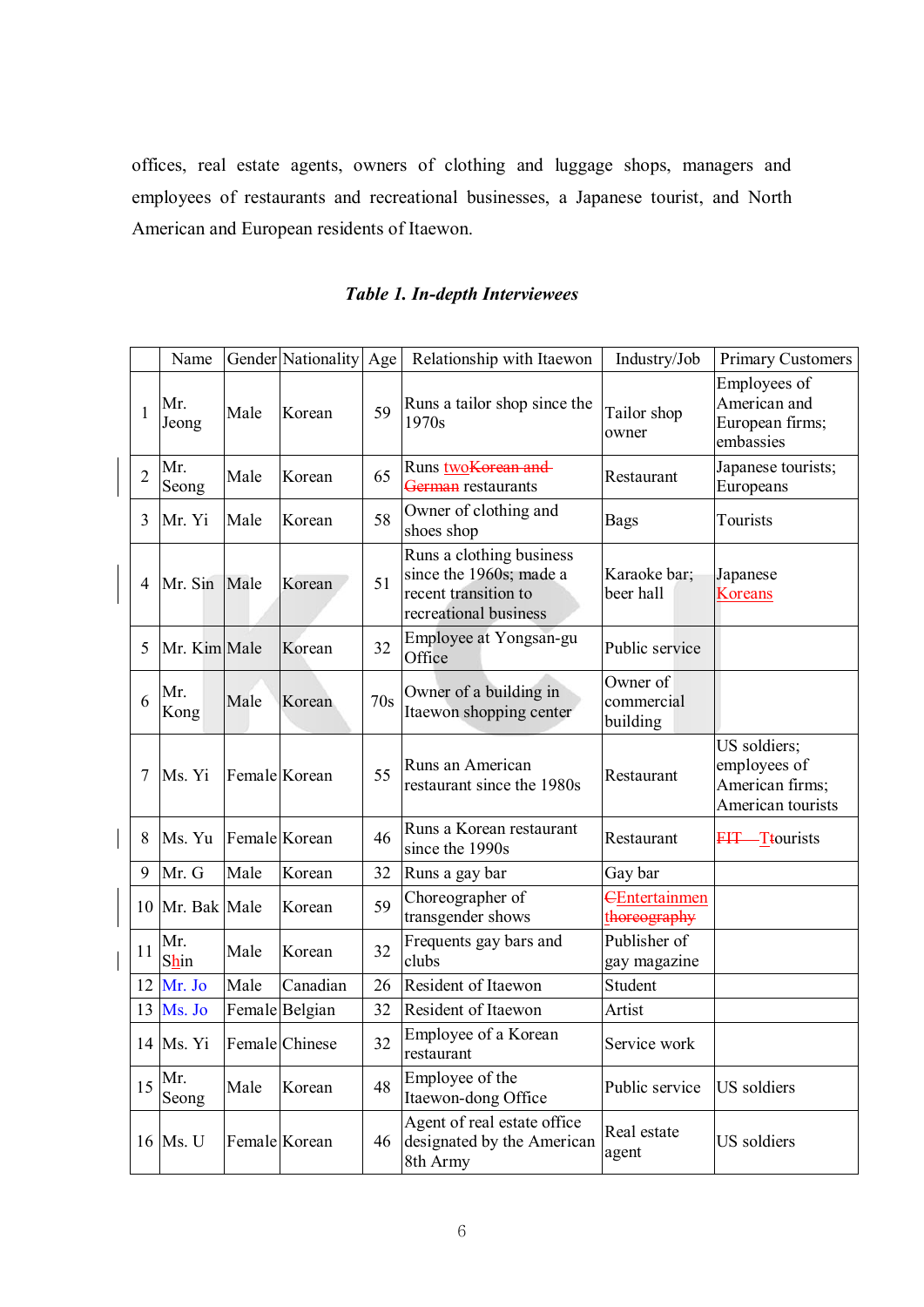offices, real estate agents, owners of clothing and luggage shops, managers and employees of restaurants and recreational businesses, a Japanese tourist, and North American and European residents of Itaewon.

***Table 1. In-depth Interviewees***

| | Name | Gender | Nationality | Age | Relationship with Itaewon | Industry/Job | Primary Customers |
|---|---|---|---|---|---|---|---|
| 1 | Mr. Jeong | Male | Korean | 59 | Runs a tailor shop since the 1970s | Tailor shop owner | Employees of American and European firms; embassies |
| 2 | Mr. Seong | Male | Korean | 65 | Runs two~~Korean and German~~ restaurants | Restaurant | Japanese tourists; Europeans |
| 3 | Mr. Yi | Male | Korean | 58 | Owner of clothing and shoes shop | Bags | Tourists |
| 4 | Mr. Sin | Male | Korean | 51 | Runs a clothing business since the 1960s; made a recent transition to recreational business | Karaoke bar; beer hall | Japanese Koreans |
| 5 | Mr. Kim | Male | Korean | 32 | Employee at Yongsan-gu Office | Public service | |
| 6 | Mr. Kong | Male | Korean | 70s | Owner of a building in Itaewon shopping center | Owner of commercial building | |
| 7 | Ms. Yi | Female | Korean | 55 | Runs an American restaurant since the 1980s | Restaurant | US soldiers; employees of American firms; American tourists |
| 8 | Ms. Yu | Female | Korean | 46 | Runs a Korean restaurant since the 1990s | Restaurant | ~~FIT~~ ~~T~~tourists |
| 9 | Mr. G | Male | Korean | 32 | Runs a gay bar | Gay bar | |
| 10 | Mr. Bak | Male | Korean | 59 | Choreographer of transgender shows | ~~C~~Entertainmen~~thoreography~~ | |
| 11 | Mr. Shin | Male | Korean | 32 | Frequents gay bars and clubs | Publisher of gay magazine | |
| 12 | Mr. Jo | Male | Canadian | 26 | Resident of Itaewon | Student | |
| 13 | Ms. Jo | Female | Belgian | 32 | Resident of Itaewon | Artist | |
| 14 | Ms. Yi | Female | Chinese | 32 | Employee of a Korean restaurant | Service work | |
| 15 | Mr. Seong | Male | Korean | 48 | Employee of the Itaewon-dong Office | Public service | US soldiers |
| 16 | Ms. U | Female | Korean | 46 | Agent of real estate office designated by the American 8th Army | Real estate agent | US soldiers |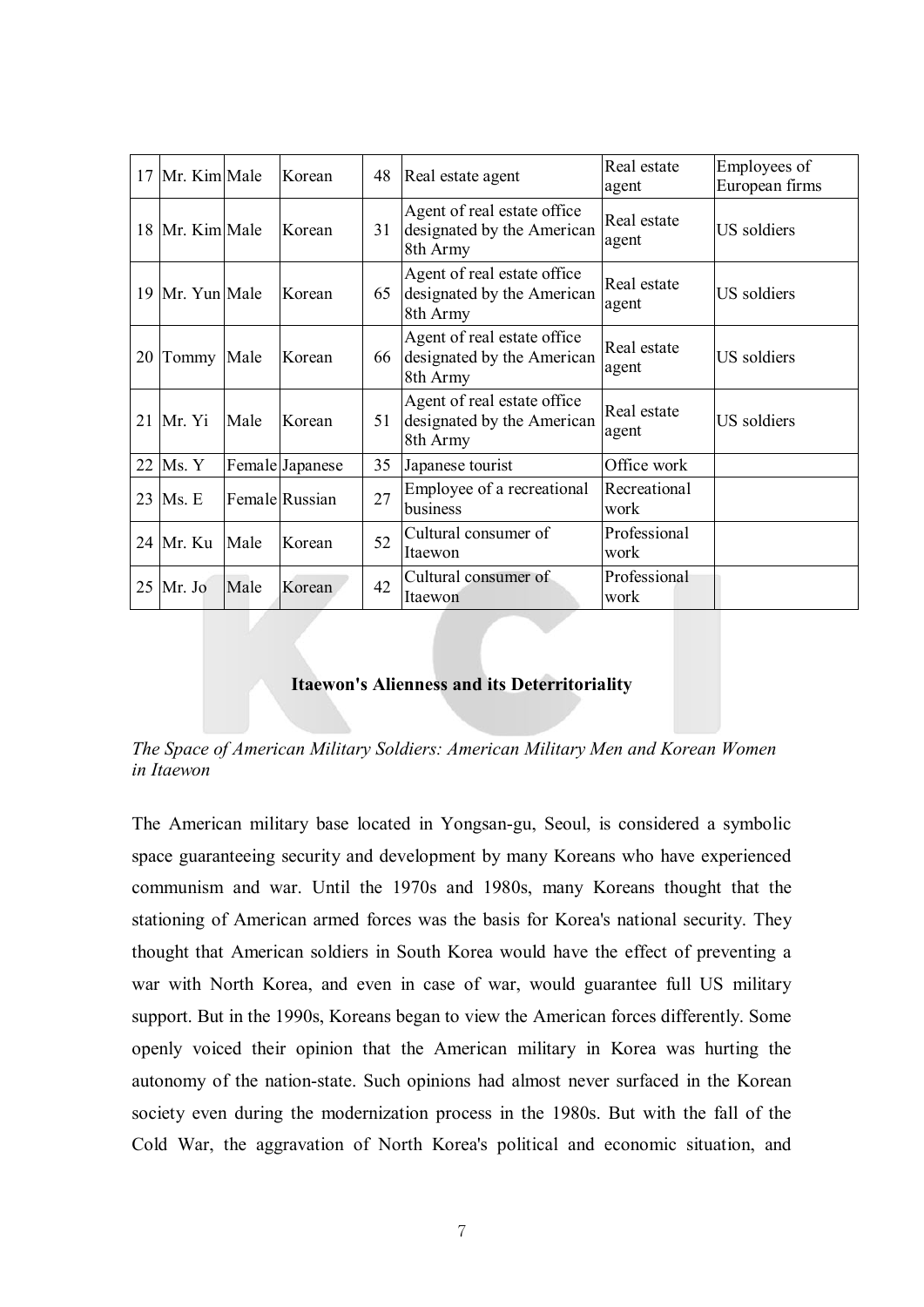| 17 | Mr. Kim | Male | Korean | 48 | Real estate agent | Real estate agent | Employees of European firms |
|---|---|---|---|---|---|---|---|
| 18 | Mr. Kim | Male | Korean | 31 | Agent of real estate office designated by the American 8th Army | Real estate agent | US soldiers |
| 19 | Mr. Yun | Male | Korean | 65 | Agent of real estate office designated by the American 8th Army | Real estate agent | US soldiers |
| 20 | Tommy | Male | Korean | 66 | Agent of real estate office designated by the American 8th Army | Real estate agent | US soldiers |
| 21 | Mr. Yi | Male | Korean | 51 | Agent of real estate office designated by the American 8th Army | Real estate agent | US soldiers |
| 22 | Ms. Y | Female | Japanese | 35 | Japanese tourist | Office work | |
| 23 | Ms. E | Female | Russian | 27 | Employee of a recreational business | Recreational work | |
| 24 | Mr. Ku | Male | Korean | 52 | Cultural consumer of Itaewon | Professional work | |
| 25 | Mr. Jo | Male | Korean | 42 | Cultural consumer of Itaewon | Professional work | |

## Itaewon's Alienness and its Deterritoriality

*The Space of American Military Soldiers: American Military Men and Korean Women in Itaewon*

The American military base located in Yongsan-gu, Seoul, is considered a symbolic space guaranteeing security and development by many Koreans who have experienced communism and war. Until the 1970s and 1980s, many Koreans thought that the stationing of American armed forces was the basis for Korea's national security. They thought that American soldiers in South Korea would have the effect of preventing a war with North Korea, and even in case of war, would guarantee full US military support. But in the 1990s, Koreans began to view the American forces differently. Some openly voiced their opinion that the American military in Korea was hurting the autonomy of the nation-state. Such opinions had almost never surfaced in the Korean society even during the modernization process in the 1980s. But with the fall of the Cold War, the aggravation of North Korea's political and economic situation, and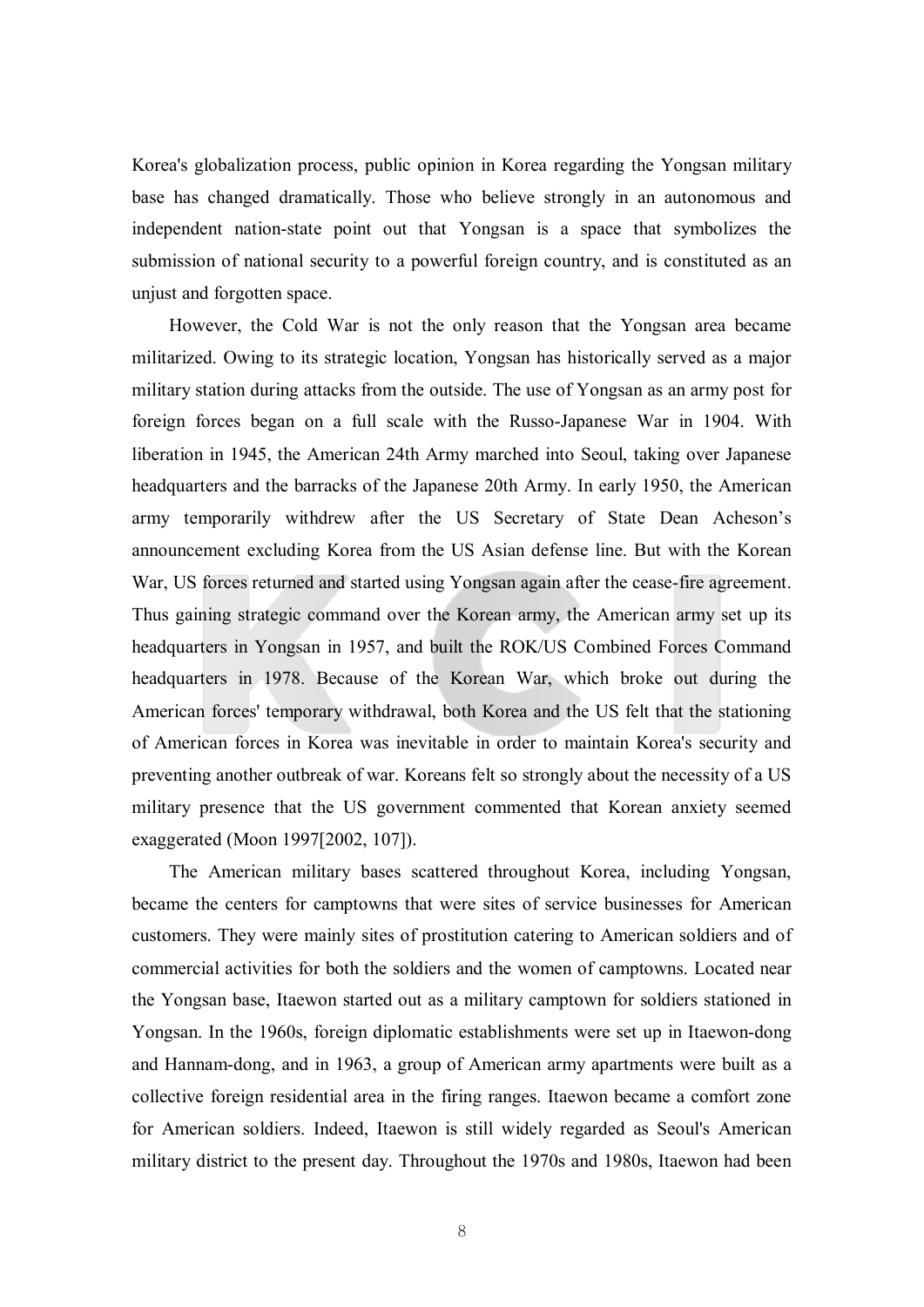Korea's globalization process, public opinion in Korea regarding the Yongsan military base has changed dramatically. Those who believe strongly in an autonomous and independent nation-state point out that Yongsan is a space that symbolizes the submission of national security to a powerful foreign country, and is constituted as an unjust and forgotten space.

However, the Cold War is not the only reason that the Yongsan area became militarized. Owing to its strategic location, Yongsan has historically served as a major military station during attacks from the outside. The use of Yongsan as an army post for foreign forces began on a full scale with the Russo-Japanese War in 1904. With liberation in 1945, the American 24th Army marched into Seoul, taking over Japanese headquarters and the barracks of the Japanese 20th Army. In early 1950, the American army temporarily withdrew after the US Secretary of State Dean Acheson's announcement excluding Korea from the US Asian defense line. But with the Korean War, US forces returned and started using Yongsan again after the cease-fire agreement. Thus gaining strategic command over the Korean army, the American army set up its headquarters in Yongsan in 1957, and built the ROK/US Combined Forces Command headquarters in 1978. Because of the Korean War, which broke out during the American forces' temporary withdrawal, both Korea and the US felt that the stationing of American forces in Korea was inevitable in order to maintain Korea's security and preventing another outbreak of war. Koreans felt so strongly about the necessity of a US military presence that the US government commented that Korean anxiety seemed exaggerated (Moon 1997[2002, 107]).

The American military bases scattered throughout Korea, including Yongsan, became the centers for camptowns that were sites of service businesses for American customers. They were mainly sites of prostitution catering to American soldiers and of commercial activities for both the soldiers and the women of camptowns. Located near the Yongsan base, Itaewon started out as a military camptown for soldiers stationed in Yongsan. In the 1960s, foreign diplomatic establishments were set up in Itaewon-dong and Hannam-dong, and in 1963, a group of American army apartments were built as a collective foreign residential area in the firing ranges. Itaewon became a comfort zone for American soldiers. Indeed, Itaewon is still widely regarded as Seoul's American military district to the present day. Throughout the 1970s and 1980s, Itaewon had been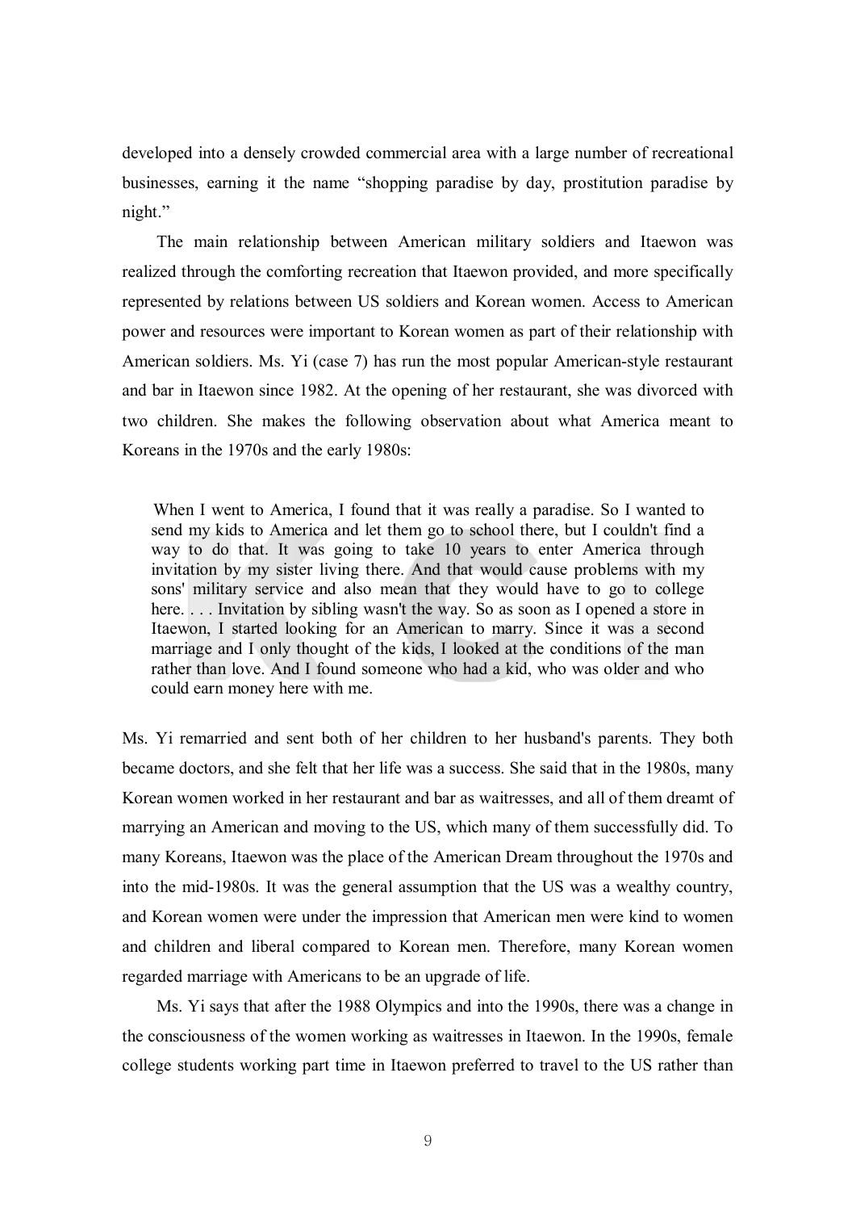developed into a densely crowded commercial area with a large number of recreational businesses, earning it the name "shopping paradise by day, prostitution paradise by night."

The main relationship between American military soldiers and Itaewon was realized through the comforting recreation that Itaewon provided, and more specifically represented by relations between US soldiers and Korean women. Access to American power and resources were important to Korean women as part of their relationship with American soldiers. Ms. Yi (case 7) has run the most popular American-style restaurant and bar in Itaewon since 1982. At the opening of her restaurant, she was divorced with two children. She makes the following observation about what America meant to Koreans in the 1970s and the early 1980s:

> When I went to America, I found that it was really a paradise. So I wanted to send my kids to America and let them go to school there, but I couldn't find a way to do that. It was going to take 10 years to enter America through invitation by my sister living there. And that would cause problems with my sons' military service and also mean that they would have to go to college here. . . . Invitation by sibling wasn't the way. So as soon as I opened a store in Itaewon, I started looking for an American to marry. Since it was a second marriage and I only thought of the kids, I looked at the conditions of the man rather than love. And I found someone who had a kid, who was older and who could earn money here with me.

Ms. Yi remarried and sent both of her children to her husband's parents. They both became doctors, and she felt that her life was a success. She said that in the 1980s, many Korean women worked in her restaurant and bar as waitresses, and all of them dreamt of marrying an American and moving to the US, which many of them successfully did. To many Koreans, Itaewon was the place of the American Dream throughout the 1970s and into the mid-1980s. It was the general assumption that the US was a wealthy country, and Korean women were under the impression that American men were kind to women and children and liberal compared to Korean men. Therefore, many Korean women regarded marriage with Americans to be an upgrade of life.

Ms. Yi says that after the 1988 Olympics and into the 1990s, there was a change in the consciousness of the women working as waitresses in Itaewon. In the 1990s, female college students working part time in Itaewon preferred to travel to the US rather than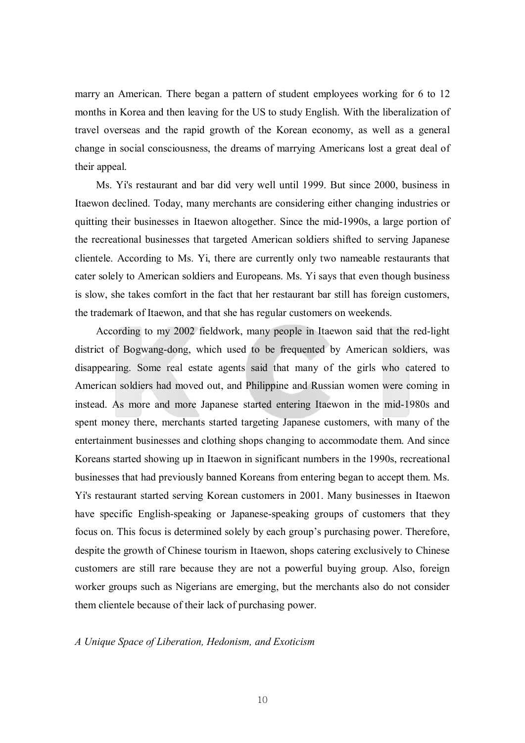marry an American. There began a pattern of student employees working for 6 to 12 months in Korea and then leaving for the US to study English. With the liberalization of travel overseas and the rapid growth of the Korean economy, as well as a general change in social consciousness, the dreams of marrying Americans lost a great deal of their appeal.

Ms. Yi's restaurant and bar did very well until 1999. But since 2000, business in Itaewon declined. Today, many merchants are considering either changing industries or quitting their businesses in Itaewon altogether. Since the mid-1990s, a large portion of the recreational businesses that targeted American soldiers shifted to serving Japanese clientele. According to Ms. Yi, there are currently only two nameable restaurants that cater solely to American soldiers and Europeans. Ms. Yi says that even though business is slow, she takes comfort in the fact that her restaurant bar still has foreign customers, the trademark of Itaewon, and that she has regular customers on weekends.

According to my 2002 fieldwork, many people in Itaewon said that the red-light district of Bogwang-dong, which used to be frequented by American soldiers, was disappearing. Some real estate agents said that many of the girls who catered to American soldiers had moved out, and Philippine and Russian women were coming in instead. As more and more Japanese started entering Itaewon in the mid-1980s and spent money there, merchants started targeting Japanese customers, with many of the entertainment businesses and clothing shops changing to accommodate them. And since Koreans started showing up in Itaewon in significant numbers in the 1990s, recreational businesses that had previously banned Koreans from entering began to accept them. Ms. Yi's restaurant started serving Korean customers in 2001. Many businesses in Itaewon have specific English-speaking or Japanese-speaking groups of customers that they focus on. This focus is determined solely by each group's purchasing power. Therefore, despite the growth of Chinese tourism in Itaewon, shops catering exclusively to Chinese customers are still rare because they are not a powerful buying group. Also, foreign worker groups such as Nigerians are emerging, but the merchants also do not consider them clientele because of their lack of purchasing power.

*A Unique Space of Liberation, Hedonism, and Exoticism*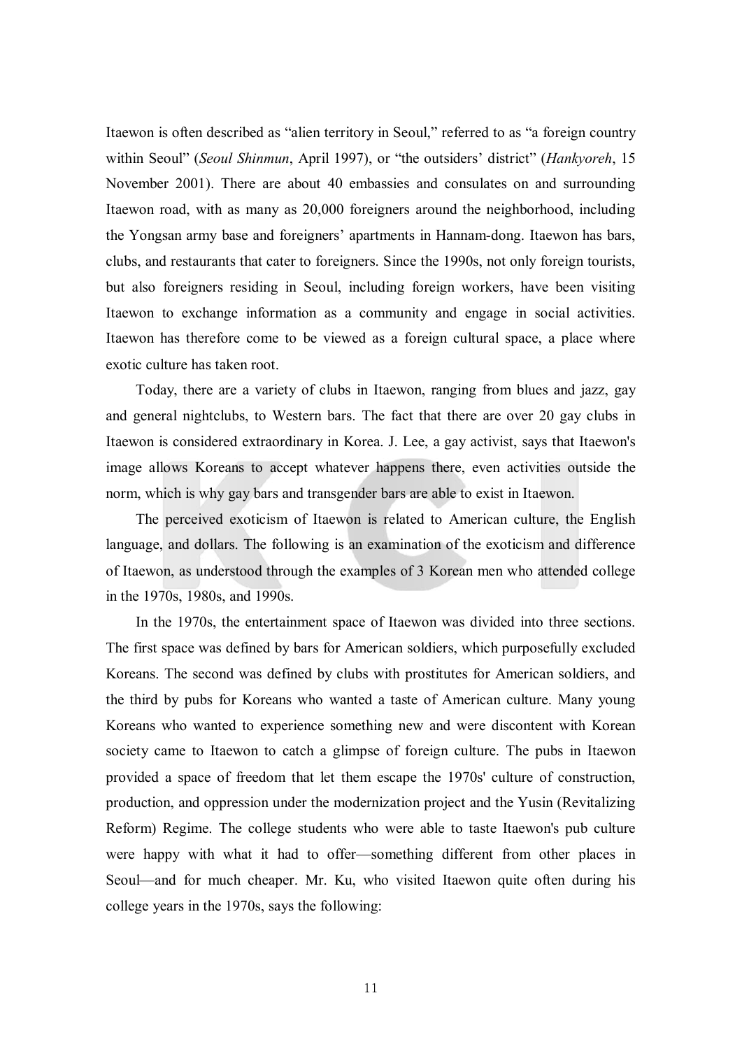Itaewon is often described as “alien territory in Seoul,” referred to as “a foreign country within Seoul” (*Seoul Shinmun*, April 1997), or “the outsiders’ district” (*Hankyoreh*, 15 November 2001). There are about 40 embassies and consulates on and surrounding Itaewon road, with as many as 20,000 foreigners around the neighborhood, including the Yongsan army base and foreigners’ apartments in Hannam-dong. Itaewon has bars, clubs, and restaurants that cater to foreigners. Since the 1990s, not only foreign tourists, but also foreigners residing in Seoul, including foreign workers, have been visiting Itaewon to exchange information as a community and engage in social activities. Itaewon has therefore come to be viewed as a foreign cultural space, a place where exotic culture has taken root.

Today, there are a variety of clubs in Itaewon, ranging from blues and jazz, gay and general nightclubs, to Western bars. The fact that there are over 20 gay clubs in Itaewon is considered extraordinary in Korea. J. Lee, a gay activist, says that Itaewon's image allows Koreans to accept whatever happens there, even activities outside the norm, which is why gay bars and transgender bars are able to exist in Itaewon.

The perceived exoticism of Itaewon is related to American culture, the English language, and dollars. The following is an examination of the exoticism and difference of Itaewon, as understood through the examples of 3 Korean men who attended college in the 1970s, 1980s, and 1990s.

In the 1970s, the entertainment space of Itaewon was divided into three sections. The first space was defined by bars for American soldiers, which purposefully excluded Koreans. The second was defined by clubs with prostitutes for American soldiers, and the third by pubs for Koreans who wanted a taste of American culture. Many young Koreans who wanted to experience something new and were discontent with Korean society came to Itaewon to catch a glimpse of foreign culture. The pubs in Itaewon provided a space of freedom that let them escape the 1970s' culture of construction, production, and oppression under the modernization project and the Yusin (Revitalizing Reform) Regime. The college students who were able to taste Itaewon's pub culture were happy with what it had to offer—something different from other places in Seoul—and for much cheaper. Mr. Ku, who visited Itaewon quite often during his college years in the 1970s, says the following: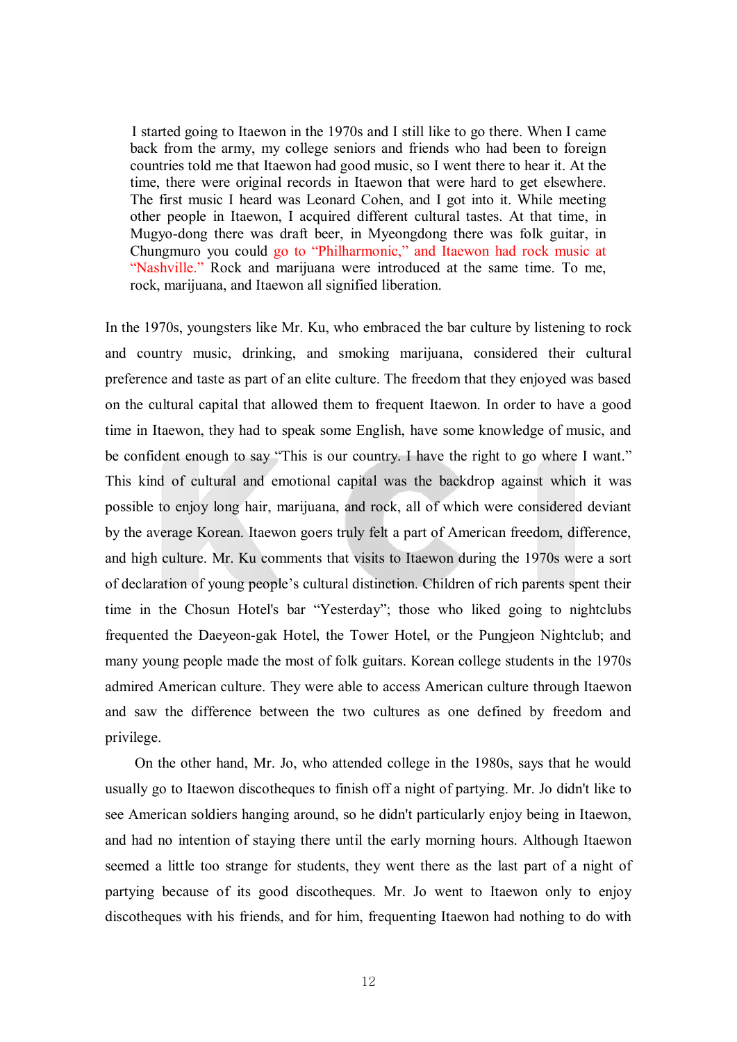> I started going to Itaewon in the 1970s and I still like to go there. When I came back from the army, my college seniors and friends who had been to foreign countries told me that Itaewon had good music, so I went there to hear it. At the time, there were original records in Itaewon that were hard to get elsewhere. The first music I heard was Leonard Cohen, and I got into it. While meeting other people in Itaewon, I acquired different cultural tastes. At that time, in Mugyo-dong there was draft beer, in Myeongdong there was folk guitar, in Chungmuro you could go to "Philharmonic," and Itaewon had rock music at "Nashville." Rock and marijuana were introduced at the same time. To me, rock, marijuana, and Itaewon all signified liberation.

In the 1970s, youngsters like Mr. Ku, who embraced the bar culture by listening to rock and country music, drinking, and smoking marijuana, considered their cultural preference and taste as part of an elite culture. The freedom that they enjoyed was based on the cultural capital that allowed them to frequent Itaewon. In order to have a good time in Itaewon, they had to speak some English, have some knowledge of music, and be confident enough to say "This is our country. I have the right to go where I want." This kind of cultural and emotional capital was the backdrop against which it was possible to enjoy long hair, marijuana, and rock, all of which were considered deviant by the average Korean. Itaewon goers truly felt a part of American freedom, difference, and high culture. Mr. Ku comments that visits to Itaewon during the 1970s were a sort of declaration of young people's cultural distinction. Children of rich parents spent their time in the Chosun Hotel's bar "Yesterday"; those who liked going to nightclubs frequented the Daeyeon-gak Hotel, the Tower Hotel, or the Pungjeon Nightclub; and many young people made the most of folk guitars. Korean college students in the 1970s admired American culture. They were able to access American culture through Itaewon and saw the difference between the two cultures as one defined by freedom and privilege.

On the other hand, Mr. Jo, who attended college in the 1980s, says that he would usually go to Itaewon discotheques to finish off a night of partying. Mr. Jo didn't like to see American soldiers hanging around, so he didn't particularly enjoy being in Itaewon, and had no intention of staying there until the early morning hours. Although Itaewon seemed a little too strange for students, they went there as the last part of a night of partying because of its good discotheques. Mr. Jo went to Itaewon only to enjoy discotheques with his friends, and for him, frequenting Itaewon had nothing to do with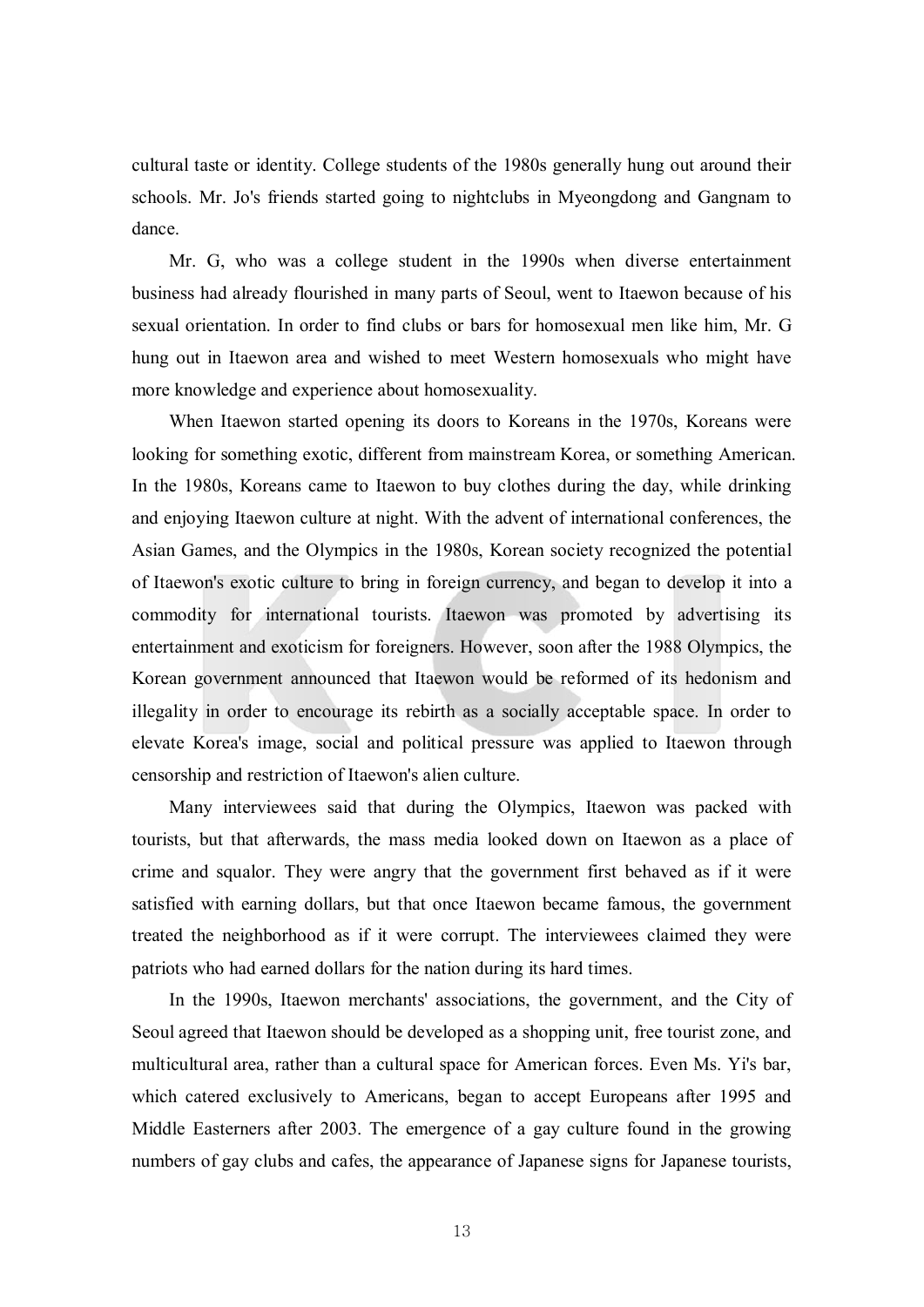cultural taste or identity. College students of the 1980s generally hung out around their schools. Mr. Jo's friends started going to nightclubs in Myeongdong and Gangnam to dance.

Mr. G, who was a college student in the 1990s when diverse entertainment business had already flourished in many parts of Seoul, went to Itaewon because of his sexual orientation. In order to find clubs or bars for homosexual men like him, Mr. G hung out in Itaewon area and wished to meet Western homosexuals who might have more knowledge and experience about homosexuality.

When Itaewon started opening its doors to Koreans in the 1970s, Koreans were looking for something exotic, different from mainstream Korea, or something American. In the 1980s, Koreans came to Itaewon to buy clothes during the day, while drinking and enjoying Itaewon culture at night. With the advent of international conferences, the Asian Games, and the Olympics in the 1980s, Korean society recognized the potential of Itaewon's exotic culture to bring in foreign currency, and began to develop it into a commodity for international tourists. Itaewon was promoted by advertising its entertainment and exoticism for foreigners. However, soon after the 1988 Olympics, the Korean government announced that Itaewon would be reformed of its hedonism and illegality in order to encourage its rebirth as a socially acceptable space. In order to elevate Korea's image, social and political pressure was applied to Itaewon through censorship and restriction of Itaewon's alien culture.

Many interviewees said that during the Olympics, Itaewon was packed with tourists, but that afterwards, the mass media looked down on Itaewon as a place of crime and squalor. They were angry that the government first behaved as if it were satisfied with earning dollars, but that once Itaewon became famous, the government treated the neighborhood as if it were corrupt. The interviewees claimed they were patriots who had earned dollars for the nation during its hard times.

In the 1990s, Itaewon merchants' associations, the government, and the City of Seoul agreed that Itaewon should be developed as a shopping unit, free tourist zone, and multicultural area, rather than a cultural space for American forces. Even Ms. Yi's bar, which catered exclusively to Americans, began to accept Europeans after 1995 and Middle Easterners after 2003. The emergence of a gay culture found in the growing numbers of gay clubs and cafes, the appearance of Japanese signs for Japanese tourists,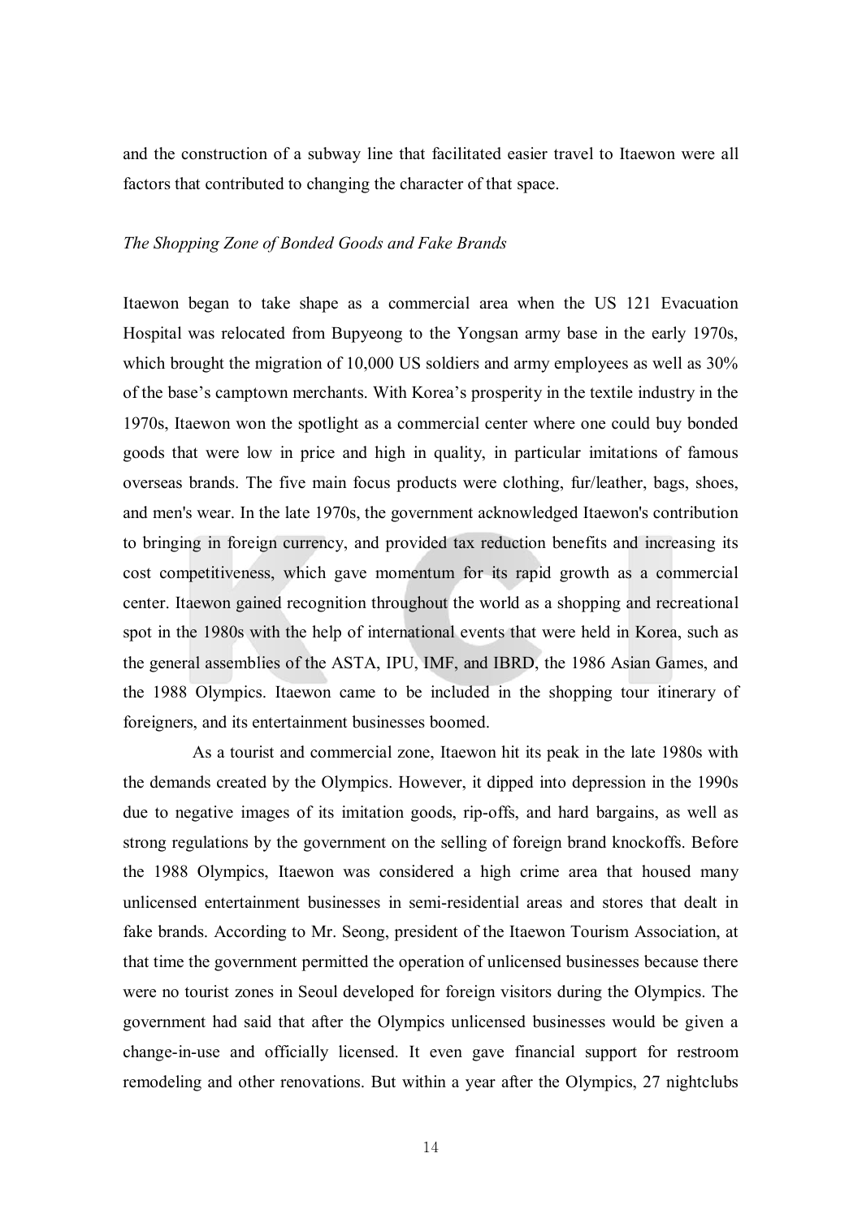and the construction of a subway line that facilitated easier travel to Itaewon were all factors that contributed to changing the character of that space.

*The Shopping Zone of Bonded Goods and Fake Brands*

Itaewon began to take shape as a commercial area when the US 121 Evacuation Hospital was relocated from Bupyeong to the Yongsan army base in the early 1970s, which brought the migration of 10,000 US soldiers and army employees as well as 30% of the base's camptown merchants. With Korea's prosperity in the textile industry in the 1970s, Itaewon won the spotlight as a commercial center where one could buy bonded goods that were low in price and high in quality, in particular imitations of famous overseas brands. The five main focus products were clothing, fur/leather, bags, shoes, and men's wear. In the late 1970s, the government acknowledged Itaewon's contribution to bringing in foreign currency, and provided tax reduction benefits and increasing its cost competitiveness, which gave momentum for its rapid growth as a commercial center. Itaewon gained recognition throughout the world as a shopping and recreational spot in the 1980s with the help of international events that were held in Korea, such as the general assemblies of the ASTA, IPU, IMF, and IBRD, the 1986 Asian Games, and the 1988 Olympics. Itaewon came to be included in the shopping tour itinerary of foreigners, and its entertainment businesses boomed.

As a tourist and commercial zone, Itaewon hit its peak in the late 1980s with the demands created by the Olympics. However, it dipped into depression in the 1990s due to negative images of its imitation goods, rip-offs, and hard bargains, as well as strong regulations by the government on the selling of foreign brand knockoffs. Before the 1988 Olympics, Itaewon was considered a high crime area that housed many unlicensed entertainment businesses in semi-residential areas and stores that dealt in fake brands. According to Mr. Seong, president of the Itaewon Tourism Association, at that time the government permitted the operation of unlicensed businesses because there were no tourist zones in Seoul developed for foreign visitors during the Olympics. The government had said that after the Olympics unlicensed businesses would be given a change-in-use and officially licensed. It even gave financial support for restroom remodeling and other renovations. But within a year after the Olympics, 27 nightclubs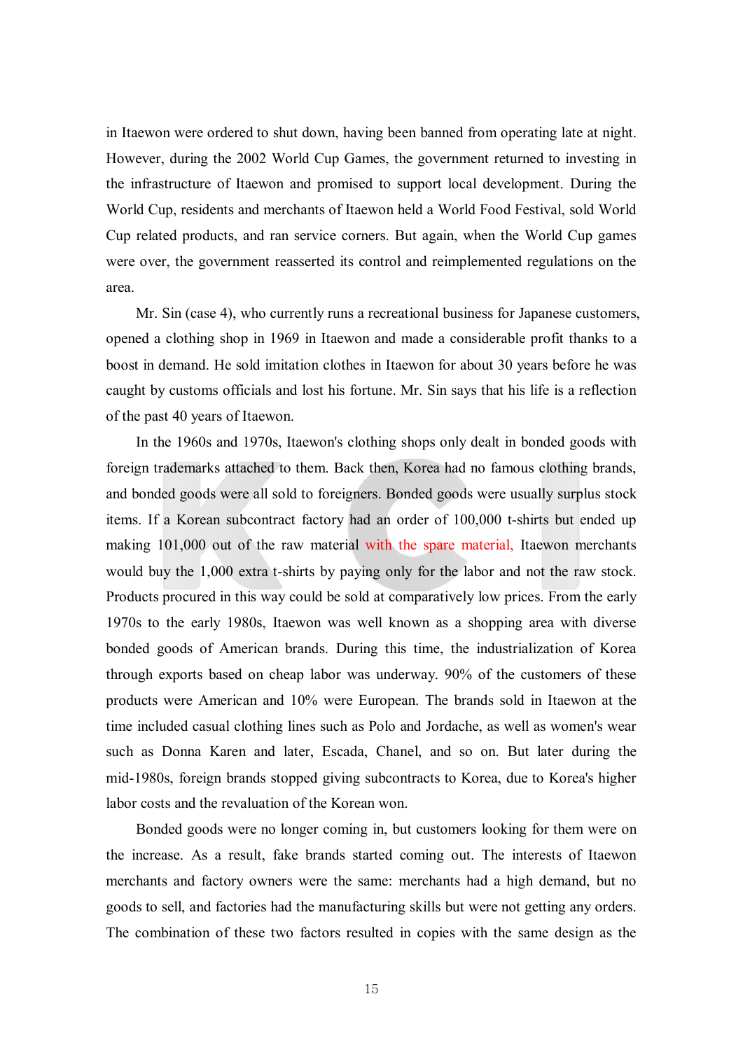in Itaewon were ordered to shut down, having been banned from operating late at night. However, during the 2002 World Cup Games, the government returned to investing in the infrastructure of Itaewon and promised to support local development. During the World Cup, residents and merchants of Itaewon held a World Food Festival, sold World Cup related products, and ran service corners. But again, when the World Cup games were over, the government reasserted its control and reimplemented regulations on the area.

Mr. Sin (case 4), who currently runs a recreational business for Japanese customers, opened a clothing shop in 1969 in Itaewon and made a considerable profit thanks to a boost in demand. He sold imitation clothes in Itaewon for about 30 years before he was caught by customs officials and lost his fortune. Mr. Sin says that his life is a reflection of the past 40 years of Itaewon.

In the 1960s and 1970s, Itaewon's clothing shops only dealt in bonded goods with foreign trademarks attached to them. Back then, Korea had no famous clothing brands, and bonded goods were all sold to foreigners. Bonded goods were usually surplus stock items. If a Korean subcontract factory had an order of 100,000 t-shirts but ended up making 101,000 out of the raw material with the spare material, Itaewon merchants would buy the 1,000 extra t-shirts by paying only for the labor and not the raw stock. Products procured in this way could be sold at comparatively low prices. From the early 1970s to the early 1980s, Itaewon was well known as a shopping area with diverse bonded goods of American brands. During this time, the industrialization of Korea through exports based on cheap labor was underway. 90% of the customers of these products were American and 10% were European. The brands sold in Itaewon at the time included casual clothing lines such as Polo and Jordache, as well as women's wear such as Donna Karen and later, Escada, Chanel, and so on. But later during the mid-1980s, foreign brands stopped giving subcontracts to Korea, due to Korea's higher labor costs and the revaluation of the Korean won.

Bonded goods were no longer coming in, but customers looking for them were on the increase. As a result, fake brands started coming out. The interests of Itaewon merchants and factory owners were the same: merchants had a high demand, but no goods to sell, and factories had the manufacturing skills but were not getting any orders. The combination of these two factors resulted in copies with the same design as the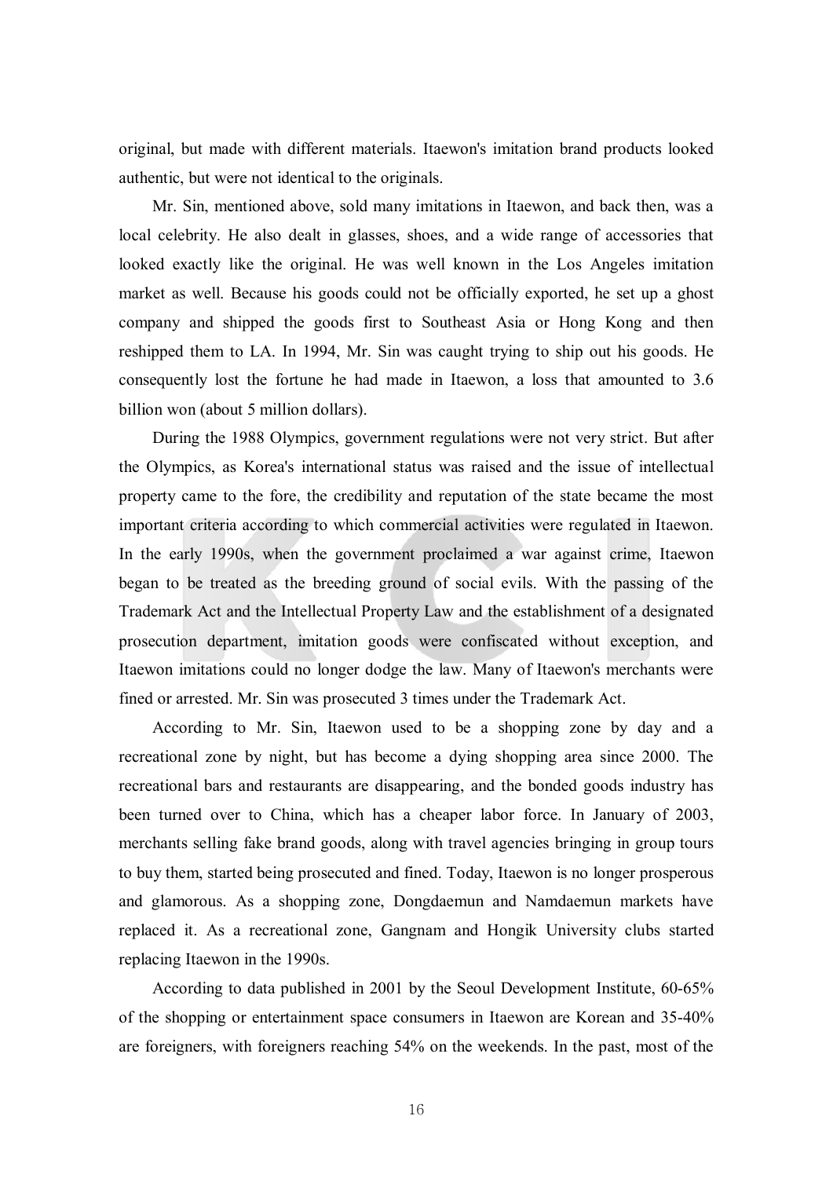original, but made with different materials. Itaewon's imitation brand products looked authentic, but were not identical to the originals.

Mr. Sin, mentioned above, sold many imitations in Itaewon, and back then, was a local celebrity. He also dealt in glasses, shoes, and a wide range of accessories that looked exactly like the original. He was well known in the Los Angeles imitation market as well. Because his goods could not be officially exported, he set up a ghost company and shipped the goods first to Southeast Asia or Hong Kong and then reshipped them to LA. In 1994, Mr. Sin was caught trying to ship out his goods. He consequently lost the fortune he had made in Itaewon, a loss that amounted to 3.6 billion won (about 5 million dollars).

During the 1988 Olympics, government regulations were not very strict. But after the Olympics, as Korea's international status was raised and the issue of intellectual property came to the fore, the credibility and reputation of the state became the most important criteria according to which commercial activities were regulated in Itaewon. In the early 1990s, when the government proclaimed a war against crime, Itaewon began to be treated as the breeding ground of social evils. With the passing of the Trademark Act and the Intellectual Property Law and the establishment of a designated prosecution department, imitation goods were confiscated without exception, and Itaewon imitations could no longer dodge the law. Many of Itaewon's merchants were fined or arrested. Mr. Sin was prosecuted 3 times under the Trademark Act.

According to Mr. Sin, Itaewon used to be a shopping zone by day and a recreational zone by night, but has become a dying shopping area since 2000. The recreational bars and restaurants are disappearing, and the bonded goods industry has been turned over to China, which has a cheaper labor force. In January of 2003, merchants selling fake brand goods, along with travel agencies bringing in group tours to buy them, started being prosecuted and fined. Today, Itaewon is no longer prosperous and glamorous. As a shopping zone, Dongdaemun and Namdaemun markets have replaced it. As a recreational zone, Gangnam and Hongik University clubs started replacing Itaewon in the 1990s.

According to data published in 2001 by the Seoul Development Institute, 60-65% of the shopping or entertainment space consumers in Itaewon are Korean and 35-40% are foreigners, with foreigners reaching 54% on the weekends. In the past, most of the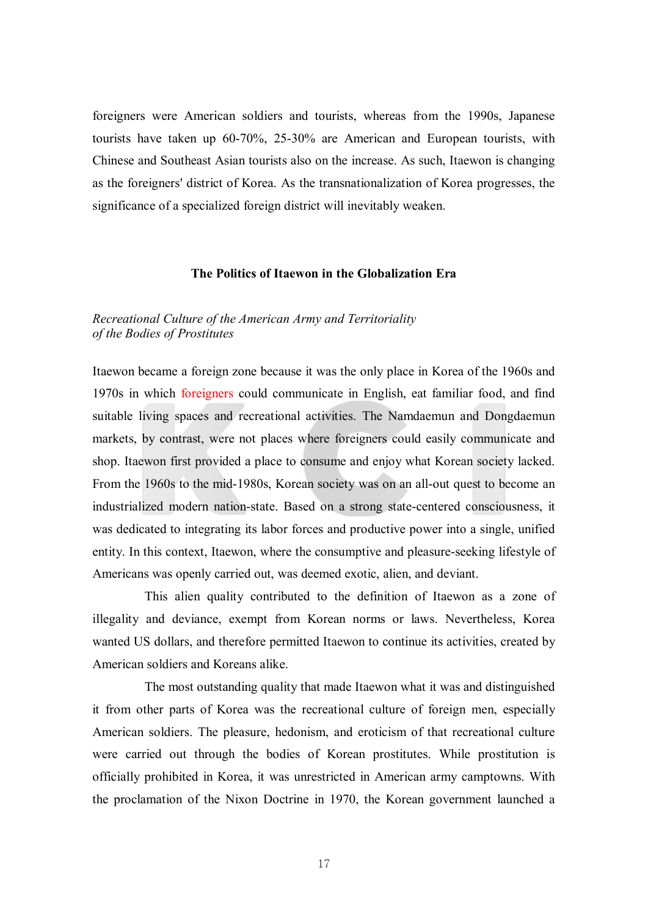foreigners were American soldiers and tourists, whereas from the 1990s, Japanese tourists have taken up 60-70%, 25-30% are American and European tourists, with Chinese and Southeast Asian tourists also on the increase. As such, Itaewon is changing as the foreigners' district of Korea. As the transnationalization of Korea progresses, the significance of a specialized foreign district will inevitably weaken.

## The Politics of Itaewon in the Globalization Era

### *Recreational Culture of the American Army and Territoriality of the Bodies of Prostitutes*

Itaewon became a foreign zone because it was the only place in Korea of the 1960s and 1970s in which foreigners could communicate in English, eat familiar food, and find suitable living spaces and recreational activities. The Namdaemun and Dongdaemun markets, by contrast, were not places where foreigners could easily communicate and shop. Itaewon first provided a place to consume and enjoy what Korean society lacked. From the 1960s to the mid-1980s, Korean society was on an all-out quest to become an industrialized modern nation-state. Based on a strong state-centered consciousness, it was dedicated to integrating its labor forces and productive power into a single, unified entity. In this context, Itaewon, where the consumptive and pleasure-seeking lifestyle of Americans was openly carried out, was deemed exotic, alien, and deviant.

This alien quality contributed to the definition of Itaewon as a zone of illegality and deviance, exempt from Korean norms or laws. Nevertheless, Korea wanted US dollars, and therefore permitted Itaewon to continue its activities, created by American soldiers and Koreans alike.

The most outstanding quality that made Itaewon what it was and distinguished it from other parts of Korea was the recreational culture of foreign men, especially American soldiers. The pleasure, hedonism, and eroticism of that recreational culture were carried out through the bodies of Korean prostitutes. While prostitution is officially prohibited in Korea, it was unrestricted in American army camptowns. With the proclamation of the Nixon Doctrine in 1970, the Korean government launched a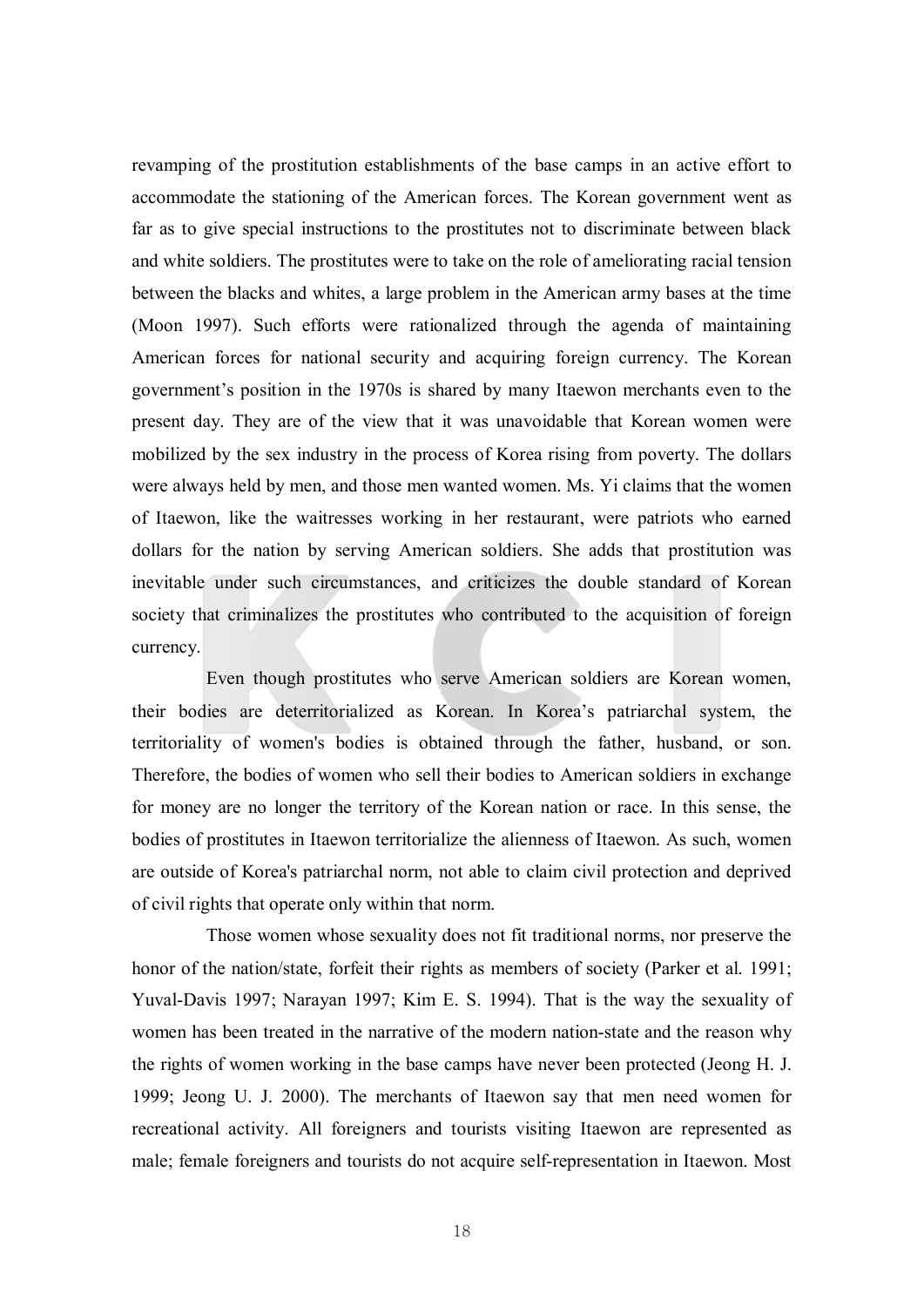revamping of the prostitution establishments of the base camps in an active effort to accommodate the stationing of the American forces. The Korean government went as far as to give special instructions to the prostitutes not to discriminate between black and white soldiers. The prostitutes were to take on the role of ameliorating racial tension between the blacks and whites, a large problem in the American army bases at the time (Moon 1997). Such efforts were rationalized through the agenda of maintaining American forces for national security and acquiring foreign currency. The Korean government's position in the 1970s is shared by many Itaewon merchants even to the present day. They are of the view that it was unavoidable that Korean women were mobilized by the sex industry in the process of Korea rising from poverty. The dollars were always held by men, and those men wanted women. Ms. Yi claims that the women of Itaewon, like the waitresses working in her restaurant, were patriots who earned dollars for the nation by serving American soldiers. She adds that prostitution was inevitable under such circumstances, and criticizes the double standard of Korean society that criminalizes the prostitutes who contributed to the acquisition of foreign currency.

Even though prostitutes who serve American soldiers are Korean women, their bodies are deterritorialized as Korean. In Korea's patriarchal system, the territoriality of women's bodies is obtained through the father, husband, or son. Therefore, the bodies of women who sell their bodies to American soldiers in exchange for money are no longer the territory of the Korean nation or race. In this sense, the bodies of prostitutes in Itaewon territorialize the alienness of Itaewon. As such, women are outside of Korea's patriarchal norm, not able to claim civil protection and deprived of civil rights that operate only within that norm.

Those women whose sexuality does not fit traditional norms, nor preserve the honor of the nation/state, forfeit their rights as members of society (Parker et al. 1991; Yuval-Davis 1997; Narayan 1997; Kim E. S. 1994). That is the way the sexuality of women has been treated in the narrative of the modern nation-state and the reason why the rights of women working in the base camps have never been protected (Jeong H. J. 1999; Jeong U. J. 2000). The merchants of Itaewon say that men need women for recreational activity. All foreigners and tourists visiting Itaewon are represented as male; female foreigners and tourists do not acquire self-representation in Itaewon. Most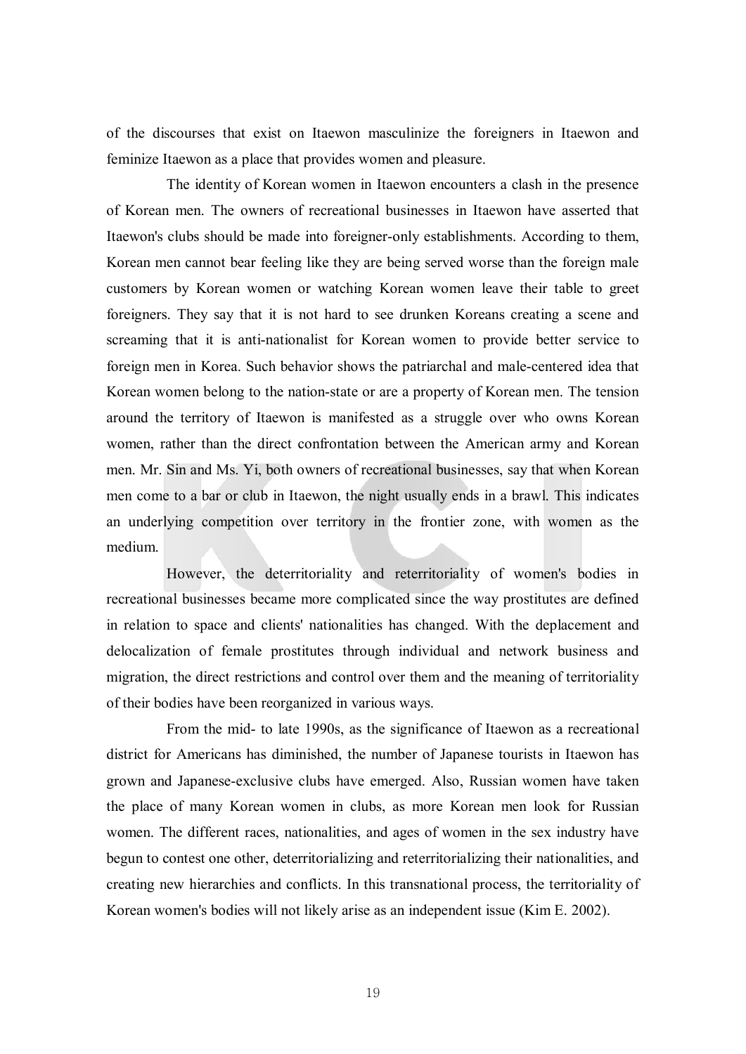of the discourses that exist on Itaewon masculinize the foreigners in Itaewon and feminize Itaewon as a place that provides women and pleasure.

The identity of Korean women in Itaewon encounters a clash in the presence of Korean men. The owners of recreational businesses in Itaewon have asserted that Itaewon's clubs should be made into foreigner-only establishments. According to them, Korean men cannot bear feeling like they are being served worse than the foreign male customers by Korean women or watching Korean women leave their table to greet foreigners. They say that it is not hard to see drunken Koreans creating a scene and screaming that it is anti-nationalist for Korean women to provide better service to foreign men in Korea. Such behavior shows the patriarchal and male-centered idea that Korean women belong to the nation-state or are a property of Korean men. The tension around the territory of Itaewon is manifested as a struggle over who owns Korean women, rather than the direct confrontation between the American army and Korean men. Mr. Sin and Ms. Yi, both owners of recreational businesses, say that when Korean men come to a bar or club in Itaewon, the night usually ends in a brawl. This indicates an underlying competition over territory in the frontier zone, with women as the medium.

However, the deterritoriality and reterritoriality of women's bodies in recreational businesses became more complicated since the way prostitutes are defined in relation to space and clients' nationalities has changed. With the deplacement and delocalization of female prostitutes through individual and network business and migration, the direct restrictions and control over them and the meaning of territoriality of their bodies have been reorganized in various ways.

From the mid- to late 1990s, as the significance of Itaewon as a recreational district for Americans has diminished, the number of Japanese tourists in Itaewon has grown and Japanese-exclusive clubs have emerged. Also, Russian women have taken the place of many Korean women in clubs, as more Korean men look for Russian women. The different races, nationalities, and ages of women in the sex industry have begun to contest one other, deterritorializing and reterritorializing their nationalities, and creating new hierarchies and conflicts. In this transnational process, the territoriality of Korean women's bodies will not likely arise as an independent issue (Kim E. 2002).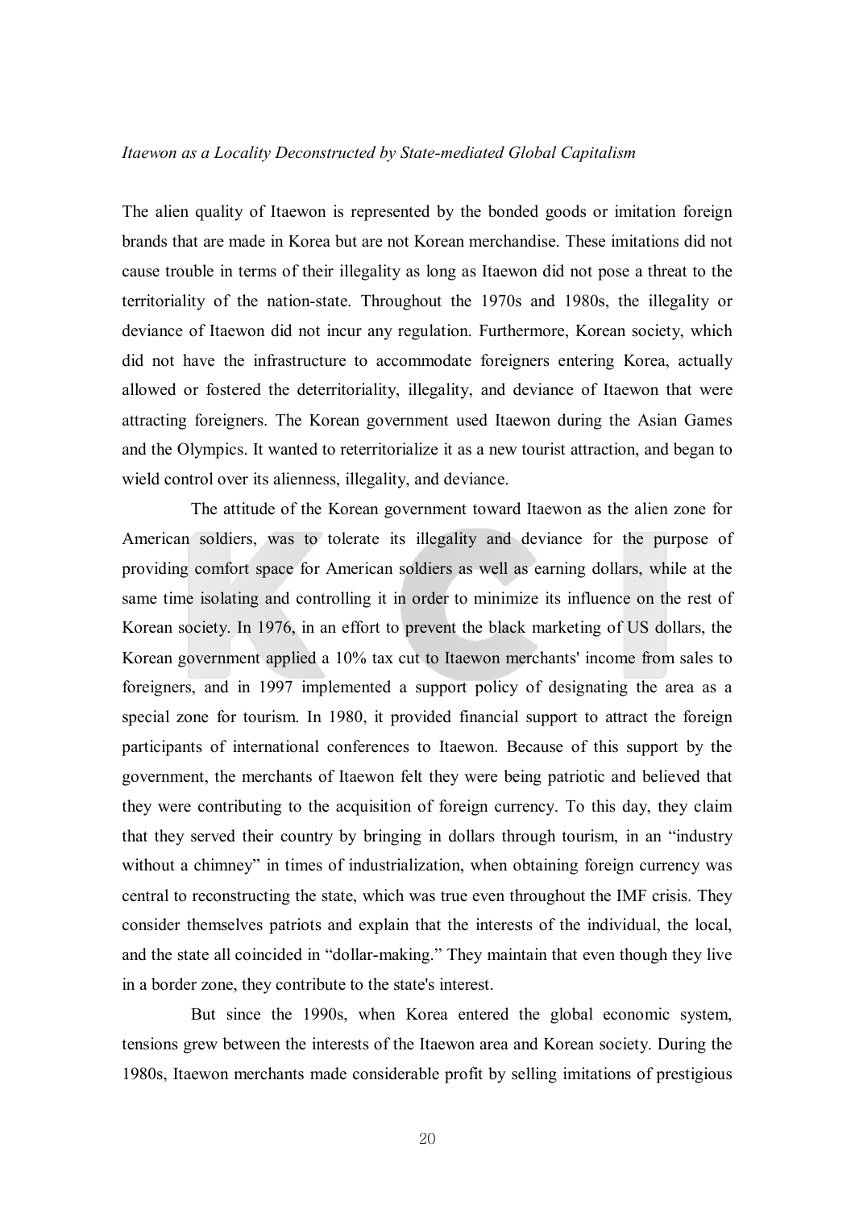*Itaewon as a Locality Deconstructed by State-mediated Global Capitalism*

The alien quality of Itaewon is represented by the bonded goods or imitation foreign brands that are made in Korea but are not Korean merchandise. These imitations did not cause trouble in terms of their illegality as long as Itaewon did not pose a threat to the territoriality of the nation-state. Throughout the 1970s and 1980s, the illegality or deviance of Itaewon did not incur any regulation. Furthermore, Korean society, which did not have the infrastructure to accommodate foreigners entering Korea, actually allowed or fostered the deterritoriality, illegality, and deviance of Itaewon that were attracting foreigners. The Korean government used Itaewon during the Asian Games and the Olympics. It wanted to reterritorialize it as a new tourist attraction, and began to wield control over its alienness, illegality, and deviance.

The attitude of the Korean government toward Itaewon as the alien zone for American soldiers, was to tolerate its illegality and deviance for the purpose of providing comfort space for American soldiers as well as earning dollars, while at the same time isolating and controlling it in order to minimize its influence on the rest of Korean society. In 1976, in an effort to prevent the black marketing of US dollars, the Korean government applied a 10% tax cut to Itaewon merchants' income from sales to foreigners, and in 1997 implemented a support policy of designating the area as a special zone for tourism. In 1980, it provided financial support to attract the foreign participants of international conferences to Itaewon. Because of this support by the government, the merchants of Itaewon felt they were being patriotic and believed that they were contributing to the acquisition of foreign currency. To this day, they claim that they served their country by bringing in dollars through tourism, in an "industry without a chimney" in times of industrialization, when obtaining foreign currency was central to reconstructing the state, which was true even throughout the IMF crisis. They consider themselves patriots and explain that the interests of the individual, the local, and the state all coincided in "dollar-making." They maintain that even though they live in a border zone, they contribute to the state's interest.

But since the 1990s, when Korea entered the global economic system, tensions grew between the interests of the Itaewon area and Korean society. During the 1980s, Itaewon merchants made considerable profit by selling imitations of prestigious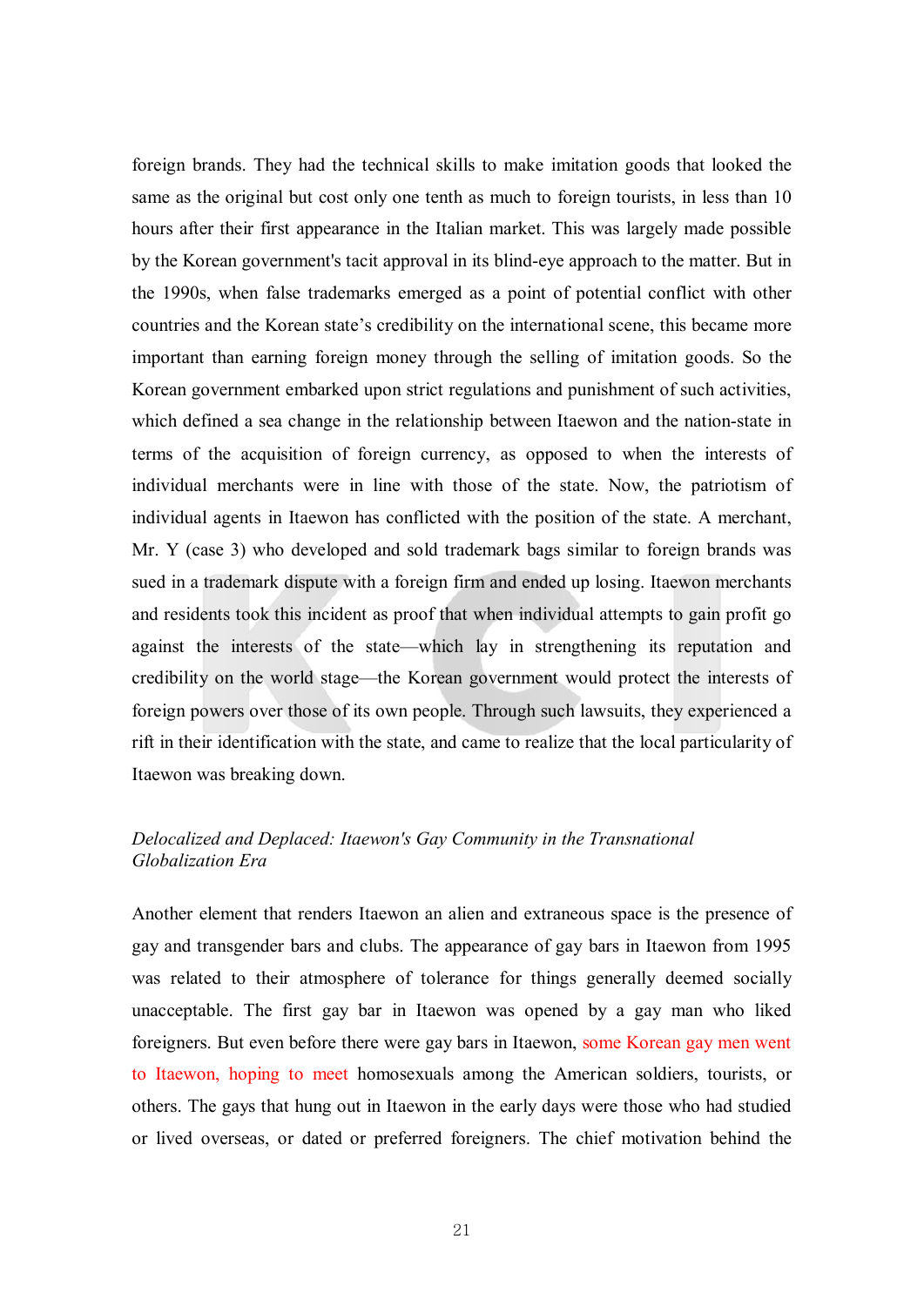foreign brands. They had the technical skills to make imitation goods that looked the same as the original but cost only one tenth as much to foreign tourists, in less than 10 hours after their first appearance in the Italian market. This was largely made possible by the Korean government's tacit approval in its blind-eye approach to the matter. But in the 1990s, when false trademarks emerged as a point of potential conflict with other countries and the Korean state's credibility on the international scene, this became more important than earning foreign money through the selling of imitation goods. So the Korean government embarked upon strict regulations and punishment of such activities, which defined a sea change in the relationship between Itaewon and the nation-state in terms of the acquisition of foreign currency, as opposed to when the interests of individual merchants were in line with those of the state. Now, the patriotism of individual agents in Itaewon has conflicted with the position of the state. A merchant, Mr. Y (case 3) who developed and sold trademark bags similar to foreign brands was sued in a trademark dispute with a foreign firm and ended up losing. Itaewon merchants and residents took this incident as proof that when individual attempts to gain profit go against the interests of the state—which lay in strengthening its reputation and credibility on the world stage—the Korean government would protect the interests of foreign powers over those of its own people. Through such lawsuits, they experienced a rift in their identification with the state, and came to realize that the local particularity of Itaewon was breaking down.

*Delocalized and Deplaced: Itaewon's Gay Community in the Transnational Globalization Era*

Another element that renders Itaewon an alien and extraneous space is the presence of gay and transgender bars and clubs. The appearance of gay bars in Itaewon from 1995 was related to their atmosphere of tolerance for things generally deemed socially unacceptable. The first gay bar in Itaewon was opened by a gay man who liked foreigners. But even before there were gay bars in Itaewon, some Korean gay men went to Itaewon, hoping to meet homosexuals among the American soldiers, tourists, or others. The gays that hung out in Itaewon in the early days were those who had studied or lived overseas, or dated or preferred foreigners. The chief motivation behind the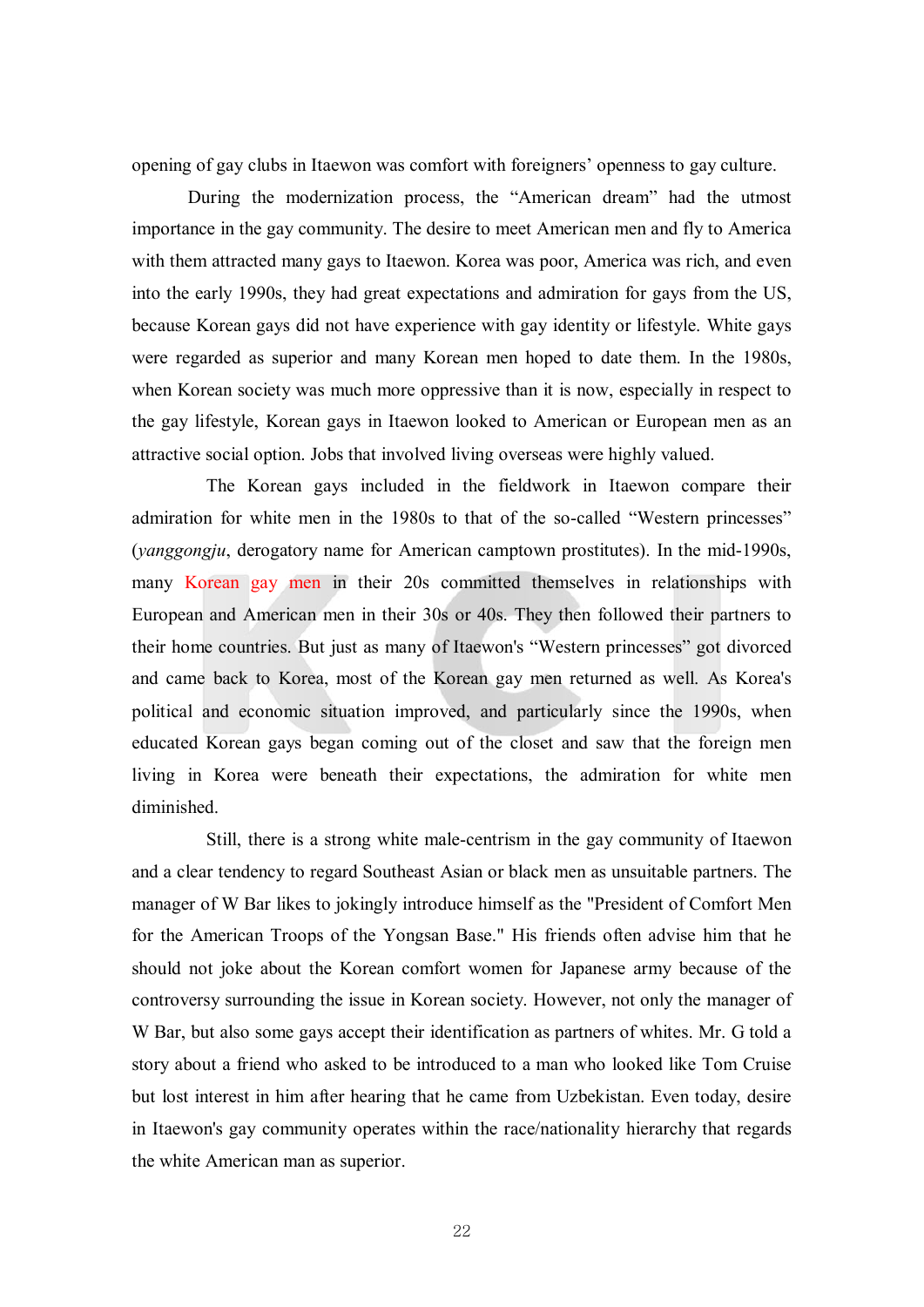opening of gay clubs in Itaewon was comfort with foreigners' openness to gay culture.

During the modernization process, the "American dream" had the utmost importance in the gay community. The desire to meet American men and fly to America with them attracted many gays to Itaewon. Korea was poor, America was rich, and even into the early 1990s, they had great expectations and admiration for gays from the US, because Korean gays did not have experience with gay identity or lifestyle. White gays were regarded as superior and many Korean men hoped to date them. In the 1980s, when Korean society was much more oppressive than it is now, especially in respect to the gay lifestyle, Korean gays in Itaewon looked to American or European men as an attractive social option. Jobs that involved living overseas were highly valued.

The Korean gays included in the fieldwork in Itaewon compare their admiration for white men in the 1980s to that of the so-called "Western princesses" (*yanggongju*, derogatory name for American camptown prostitutes). In the mid-1990s, many Korean gay men in their 20s committed themselves in relationships with European and American men in their 30s or 40s. They then followed their partners to their home countries. But just as many of Itaewon's "Western princesses" got divorced and came back to Korea, most of the Korean gay men returned as well. As Korea's political and economic situation improved, and particularly since the 1990s, when educated Korean gays began coming out of the closet and saw that the foreign men living in Korea were beneath their expectations, the admiration for white men diminished.

Still, there is a strong white male-centrism in the gay community of Itaewon and a clear tendency to regard Southeast Asian or black men as unsuitable partners. The manager of W Bar likes to jokingly introduce himself as the "President of Comfort Men for the American Troops of the Yongsan Base." His friends often advise him that he should not joke about the Korean comfort women for Japanese army because of the controversy surrounding the issue in Korean society. However, not only the manager of W Bar, but also some gays accept their identification as partners of whites. Mr. G told a story about a friend who asked to be introduced to a man who looked like Tom Cruise but lost interest in him after hearing that he came from Uzbekistan. Even today, desire in Itaewon's gay community operates within the race/nationality hierarchy that regards the white American man as superior.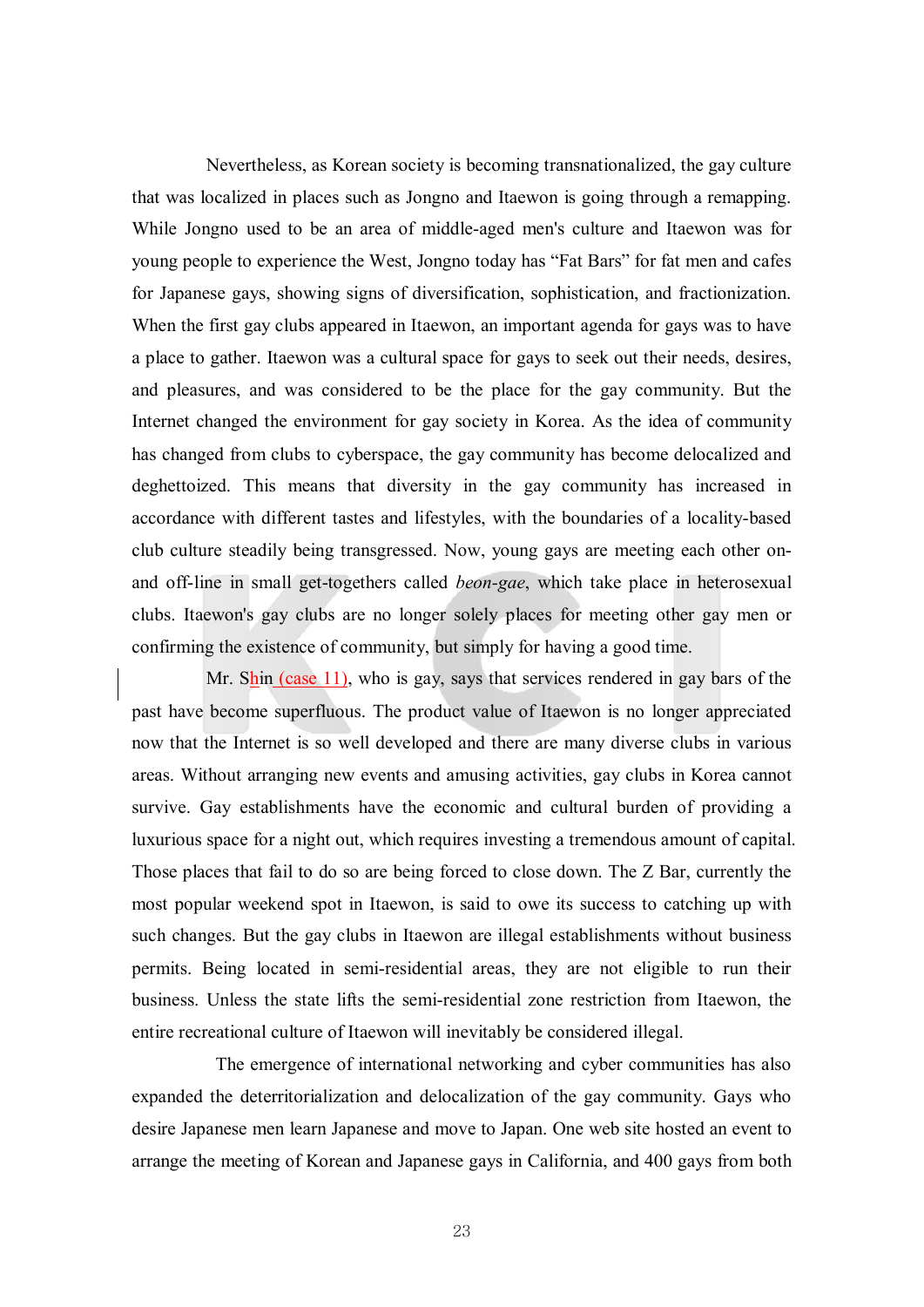Nevertheless, as Korean society is becoming transnationalized, the gay culture that was localized in places such as Jongno and Itaewon is going through a remapping. While Jongno used to be an area of middle-aged men's culture and Itaewon was for young people to experience the West, Jongno today has "Fat Bars" for fat men and cafes for Japanese gays, showing signs of diversification, sophistication, and fractionization. When the first gay clubs appeared in Itaewon, an important agenda for gays was to have a place to gather. Itaewon was a cultural space for gays to seek out their needs, desires, and pleasures, and was considered to be the place for the gay community. But the Internet changed the environment for gay society in Korea. As the idea of community has changed from clubs to cyberspace, the gay community has become delocalized and deghettoized. This means that diversity in the gay community has increased in accordance with different tastes and lifestyles, with the boundaries of a locality-based club culture steadily being transgressed. Now, young gays are meeting each other on- and off-line in small get-togethers called *beon-gae*, which take place in heterosexual clubs. Itaewon's gay clubs are no longer solely places for meeting other gay men or confirming the existence of community, but simply for having a good time.

Mr. Shin (case 11), who is gay, says that services rendered in gay bars of the past have become superfluous. The product value of Itaewon is no longer appreciated now that the Internet is so well developed and there are many diverse clubs in various areas. Without arranging new events and amusing activities, gay clubs in Korea cannot survive. Gay establishments have the economic and cultural burden of providing a luxurious space for a night out, which requires investing a tremendous amount of capital. Those places that fail to do so are being forced to close down. The Z Bar, currently the most popular weekend spot in Itaewon, is said to owe its success to catching up with such changes. But the gay clubs in Itaewon are illegal establishments without business permits. Being located in semi-residential areas, they are not eligible to run their business. Unless the state lifts the semi-residential zone restriction from Itaewon, the entire recreational culture of Itaewon will inevitably be considered illegal.

The emergence of international networking and cyber communities has also expanded the deterritorialization and delocalization of the gay community. Gays who desire Japanese men learn Japanese and move to Japan. One web site hosted an event to arrange the meeting of Korean and Japanese gays in California, and 400 gays from both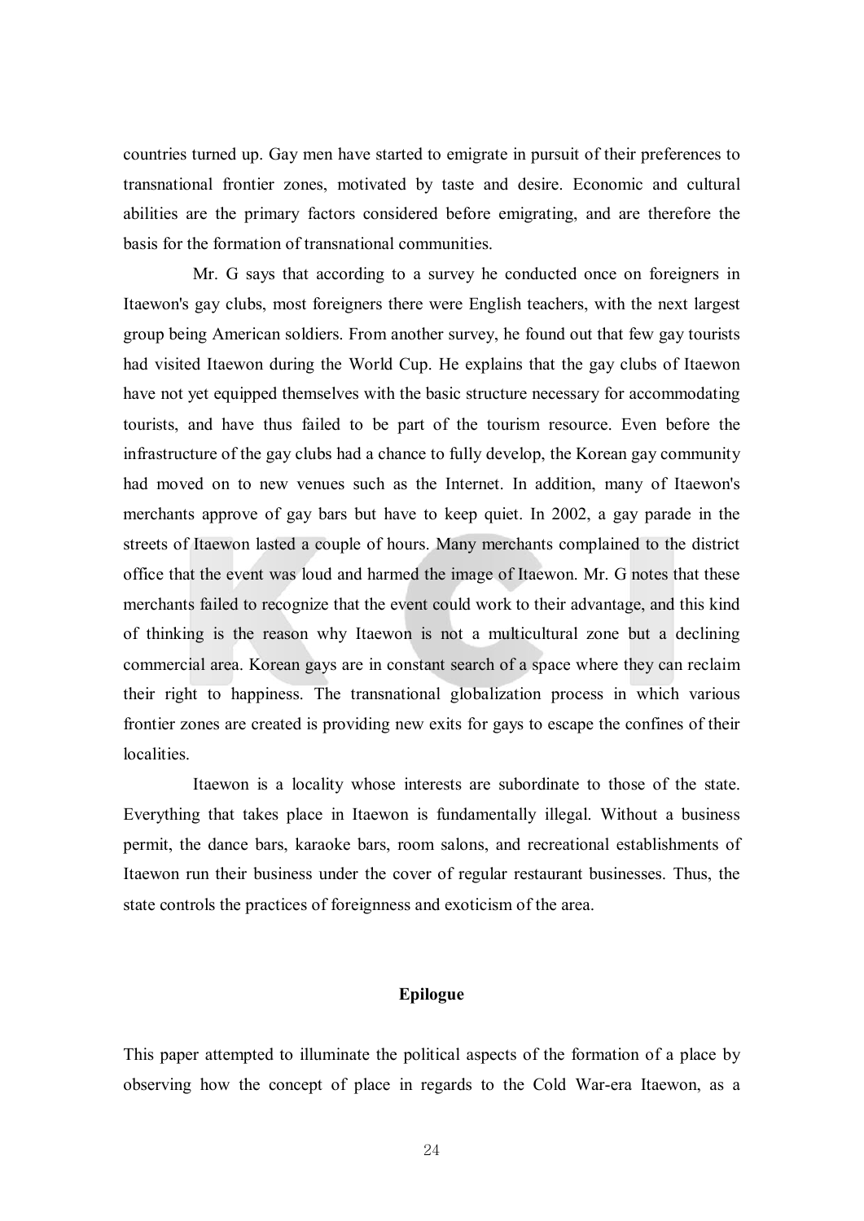countries turned up. Gay men have started to emigrate in pursuit of their preferences to transnational frontier zones, motivated by taste and desire. Economic and cultural abilities are the primary factors considered before emigrating, and are therefore the basis for the formation of transnational communities.

Mr. G says that according to a survey he conducted once on foreigners in Itaewon's gay clubs, most foreigners there were English teachers, with the next largest group being American soldiers. From another survey, he found out that few gay tourists had visited Itaewon during the World Cup. He explains that the gay clubs of Itaewon have not yet equipped themselves with the basic structure necessary for accommodating tourists, and have thus failed to be part of the tourism resource. Even before the infrastructure of the gay clubs had a chance to fully develop, the Korean gay community had moved on to new venues such as the Internet. In addition, many of Itaewon's merchants approve of gay bars but have to keep quiet. In 2002, a gay parade in the streets of Itaewon lasted a couple of hours. Many merchants complained to the district office that the event was loud and harmed the image of Itaewon. Mr. G notes that these merchants failed to recognize that the event could work to their advantage, and this kind of thinking is the reason why Itaewon is not a multicultural zone but a declining commercial area. Korean gays are in constant search of a space where they can reclaim their right to happiness. The transnational globalization process in which various frontier zones are created is providing new exits for gays to escape the confines of their localities.

Itaewon is a locality whose interests are subordinate to those of the state. Everything that takes place in Itaewon is fundamentally illegal. Without a business permit, the dance bars, karaoke bars, room salons, and recreational establishments of Itaewon run their business under the cover of regular restaurant businesses. Thus, the state controls the practices of foreignness and exoticism of the area.

## Epilogue

This paper attempted to illuminate the political aspects of the formation of a place by observing how the concept of place in regards to the Cold War-era Itaewon, as a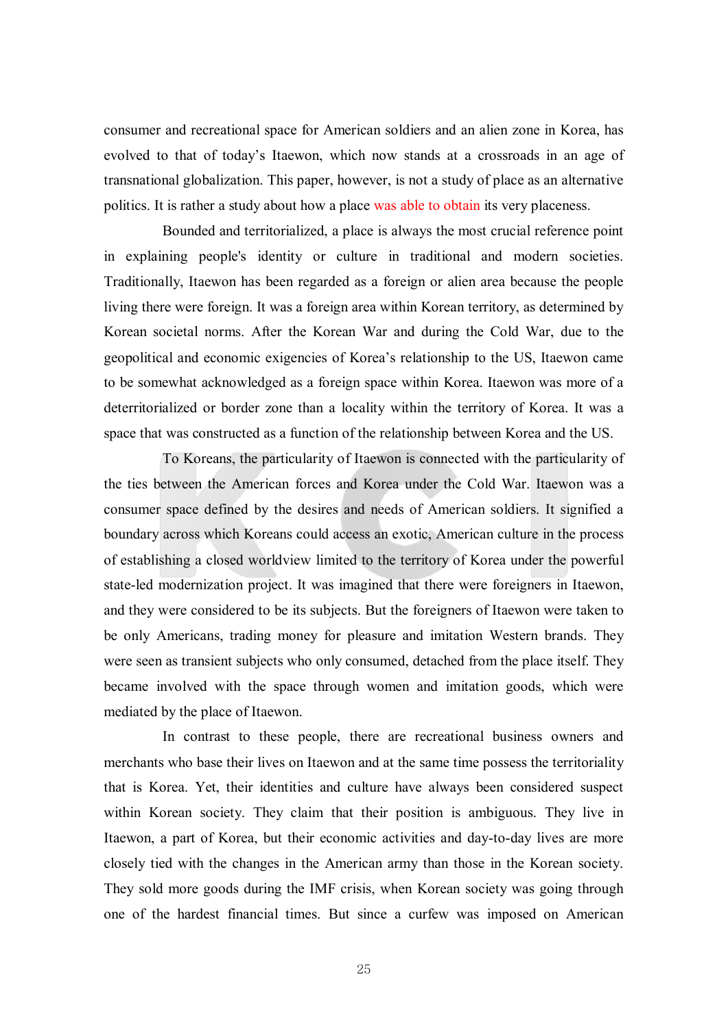consumer and recreational space for American soldiers and an alien zone in Korea, has evolved to that of today's Itaewon, which now stands at a crossroads in an age of transnational globalization. This paper, however, is not a study of place as an alternative politics. It is rather a study about how a place was able to obtain its very placeness.

Bounded and territorialized, a place is always the most crucial reference point in explaining people's identity or culture in traditional and modern societies. Traditionally, Itaewon has been regarded as a foreign or alien area because the people living there were foreign. It was a foreign area within Korean territory, as determined by Korean societal norms. After the Korean War and during the Cold War, due to the geopolitical and economic exigencies of Korea's relationship to the US, Itaewon came to be somewhat acknowledged as a foreign space within Korea. Itaewon was more of a deterritorialized or border zone than a locality within the territory of Korea. It was a space that was constructed as a function of the relationship between Korea and the US.

To Koreans, the particularity of Itaewon is connected with the particularity of the ties between the American forces and Korea under the Cold War. Itaewon was a consumer space defined by the desires and needs of American soldiers. It signified a boundary across which Koreans could access an exotic, American culture in the process of establishing a closed worldview limited to the territory of Korea under the powerful state-led modernization project. It was imagined that there were foreigners in Itaewon, and they were considered to be its subjects. But the foreigners of Itaewon were taken to be only Americans, trading money for pleasure and imitation Western brands. They were seen as transient subjects who only consumed, detached from the place itself. They became involved with the space through women and imitation goods, which were mediated by the place of Itaewon.

In contrast to these people, there are recreational business owners and merchants who base their lives on Itaewon and at the same time possess the territoriality that is Korea. Yet, their identities and culture have always been considered suspect within Korean society. They claim that their position is ambiguous. They live in Itaewon, a part of Korea, but their economic activities and day-to-day lives are more closely tied with the changes in the American army than those in the Korean society. They sold more goods during the IMF crisis, when Korean society was going through one of the hardest financial times. But since a curfew was imposed on American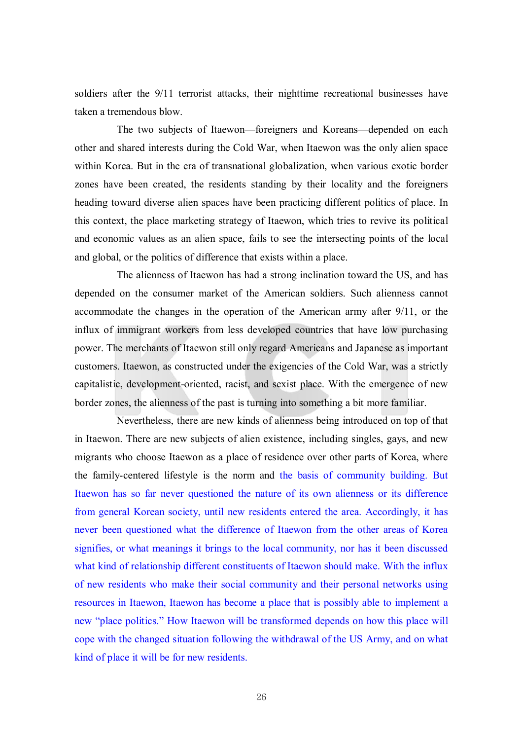soldiers after the 9/11 terrorist attacks, their nighttime recreational businesses have taken a tremendous blow.

The two subjects of Itaewon—foreigners and Koreans—depended on each other and shared interests during the Cold War, when Itaewon was the only alien space within Korea. But in the era of transnational globalization, when various exotic border zones have been created, the residents standing by their locality and the foreigners heading toward diverse alien spaces have been practicing different politics of place. In this context, the place marketing strategy of Itaewon, which tries to revive its political and economic values as an alien space, fails to see the intersecting points of the local and global, or the politics of difference that exists within a place.

The alienness of Itaewon has had a strong inclination toward the US, and has depended on the consumer market of the American soldiers. Such alienness cannot accommodate the changes in the operation of the American army after 9/11, or the influx of immigrant workers from less developed countries that have low purchasing power. The merchants of Itaewon still only regard Americans and Japanese as important customers. Itaewon, as constructed under the exigencies of the Cold War, was a strictly capitalistic, development-oriented, racist, and sexist place. With the emergence of new border zones, the alienness of the past is turning into something a bit more familiar.

Nevertheless, there are new kinds of alienness being introduced on top of that in Itaewon. There are new subjects of alien existence, including singles, gays, and new migrants who choose Itaewon as a place of residence over other parts of Korea, where the family-centered lifestyle is the norm and the basis of community building. But Itaewon has so far never questioned the nature of its own alienness or its difference from general Korean society, until new residents entered the area. Accordingly, it has never been questioned what the difference of Itaewon from the other areas of Korea signifies, or what meanings it brings to the local community, nor has it been discussed what kind of relationship different constituents of Itaewon should make. With the influx of new residents who make their social community and their personal networks using resources in Itaewon, Itaewon has become a place that is possibly able to implement a new "place politics." How Itaewon will be transformed depends on how this place will cope with the changed situation following the withdrawal of the US Army, and on what kind of place it will be for new residents.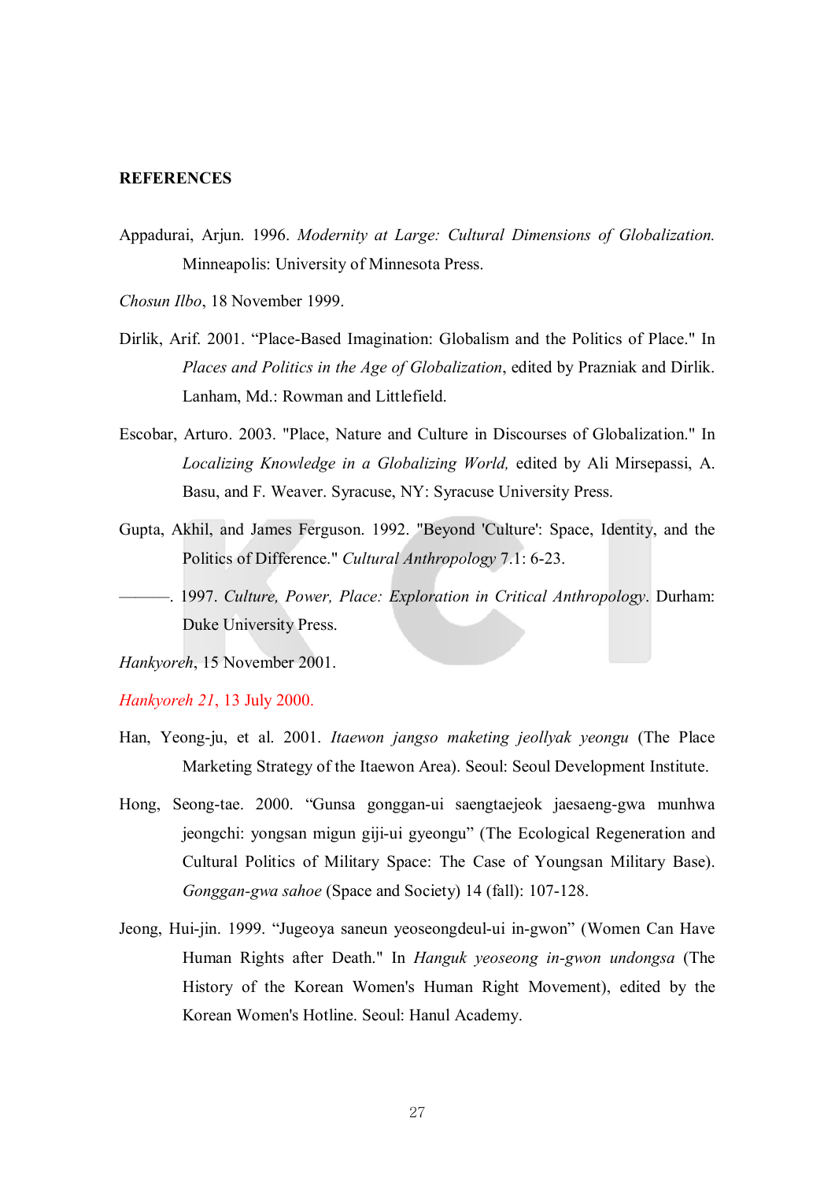**REFERENCES**

Appadurai, Arjun. 1996. *Modernity at Large: Cultural Dimensions of Globalization.* Minneapolis: University of Minnesota Press.

*Chosun Ilbo*, 18 November 1999.

Dirlik, Arif. 2001. "Place-Based Imagination: Globalism and the Politics of Place." In *Places and Politics in the Age of Globalization*, edited by Prazniak and Dirlik. Lanham, Md.: Rowman and Littlefield.

Escobar, Arturo. 2003. "Place, Nature and Culture in Discourses of Globalization." In *Localizing Knowledge in a Globalizing World,* edited by Ali Mirsepassi, A. Basu, and F. Weaver. Syracuse, NY: Syracuse University Press.

Gupta, Akhil, and James Ferguson. 1992. "Beyond 'Culture': Space, Identity, and the Politics of Difference." *Cultural Anthropology* 7.1: 6-23.

———. 1997. *Culture, Power, Place: Exploration in Critical Anthropology*. Durham: Duke University Press.

*Hankyoreh*, 15 November 2001.

*Hankyoreh 21*, 13 July 2000.

Han, Yeong-ju, et al. 2001. *Itaewon jangso maketing jeollyak yeongu* (The Place Marketing Strategy of the Itaewon Area). Seoul: Seoul Development Institute.

Hong, Seong-tae. 2000. "Gunsa gonggan-ui saengtaejeok jaesaeng-gwa munhwa jeongchi: yongsan migun giji-ui gyeongu" (The Ecological Regeneration and Cultural Politics of Military Space: The Case of Youngsan Military Base). *Gonggan-gwa sahoe* (Space and Society) 14 (fall): 107-128.

Jeong, Hui-jin. 1999. "Jugeoya saneun yeoseongdeul-ui in-gwon" (Women Can Have Human Rights after Death." In *Hanguk yeoseong in-gwon undongsa* (The History of the Korean Women's Human Right Movement), edited by the Korean Women's Hotline. Seoul: Hanul Academy.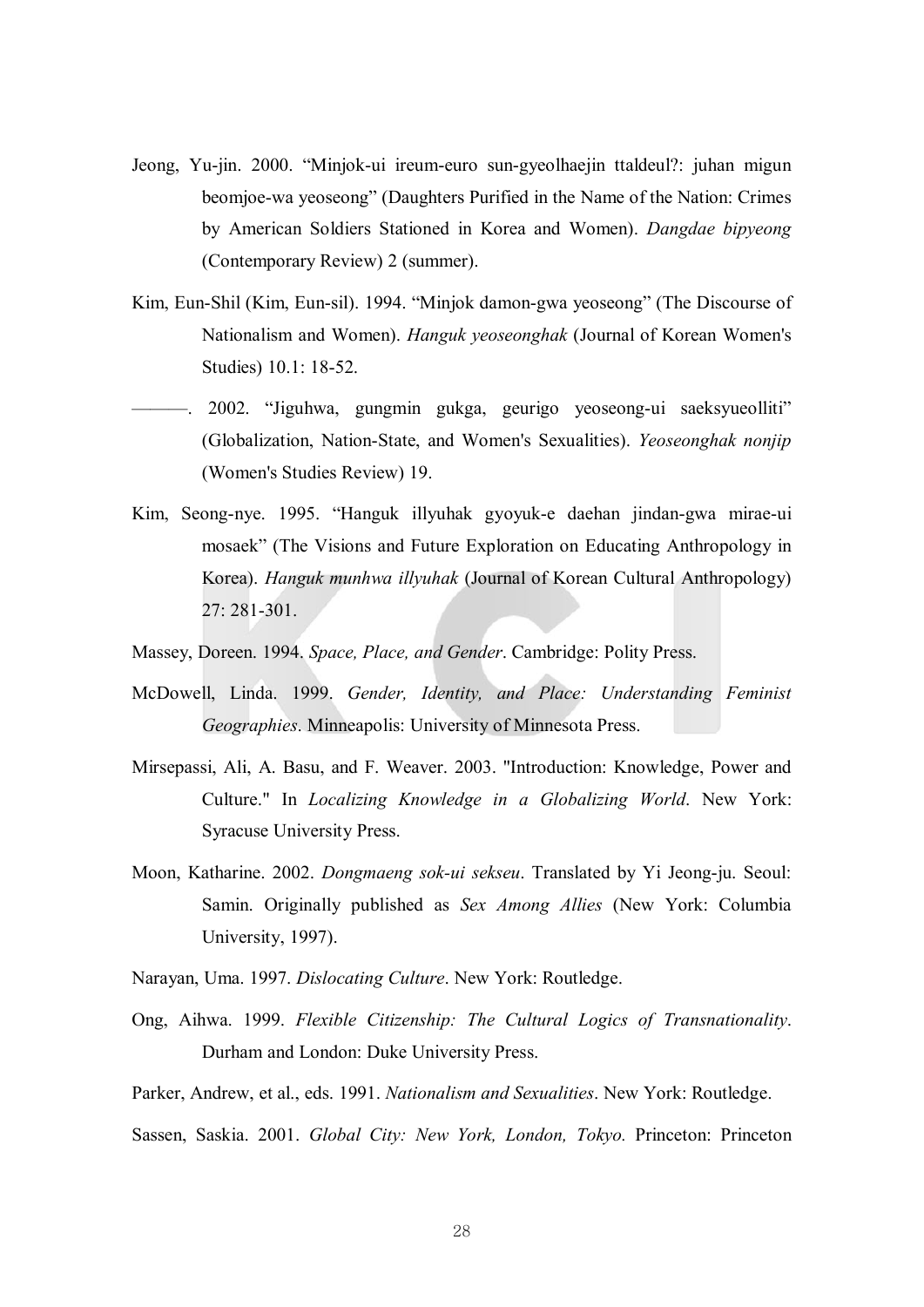Jeong, Yu-jin. 2000. “Minjok-ui ireum-euro sun-gyeolhaejin ttaldeul?: juhan migun beomjoe-wa yeoseong” (Daughters Purified in the Name of the Nation: Crimes by American Soldiers Stationed in Korea and Women). *Dangdae bipyeong* (Contemporary Review) 2 (summer).

Kim, Eun-Shil (Kim, Eun-sil). 1994. “Minjok damon-gwa yeoseong” (The Discourse of Nationalism and Women). *Hanguk yeoseonghak* (Journal of Korean Women's Studies) 10.1: 18-52.

———. 2002. “Jiguhwa, gungmin gukga, geurigo yeoseong-ui saeksyueolliti” (Globalization, Nation-State, and Women's Sexualities). *Yeoseonghak nonjip* (Women's Studies Review) 19.

Kim, Seong-nye. 1995. “Hanguk illyuhak gyoyuk-e daehan jindan-gwa mirae-ui mosaek” (The Visions and Future Exploration on Educating Anthropology in Korea). *Hanguk munhwa illyuhak* (Journal of Korean Cultural Anthropology) 27: 281-301.

Massey, Doreen. 1994. *Space, Place, and Gender*. Cambridge: Polity Press.

McDowell, Linda. 1999. *Gender, Identity, and Place: Understanding Feminist Geographies*. Minneapolis: University of Minnesota Press.

Mirsepassi, Ali, A. Basu, and F. Weaver. 2003. "Introduction: Knowledge, Power and Culture." In *Localizing Knowledge in a Globalizing World*. New York: Syracuse University Press.

Moon, Katharine. 2002. *Dongmaeng sok-ui sekseu*. Translated by Yi Jeong-ju. Seoul: Samin. Originally published as *Sex Among Allies* (New York: Columbia University, 1997).

Narayan, Uma. 1997. *Dislocating Culture*. New York: Routledge.

Ong, Aihwa. 1999. *Flexible Citizenship: The Cultural Logics of Transnationality*. Durham and London: Duke University Press.

Parker, Andrew, et al., eds. 1991. *Nationalism and Sexualities*. New York: Routledge.

Sassen, Saskia. 2001. *Global City: New York, London, Tokyo.* Princeton: Princeton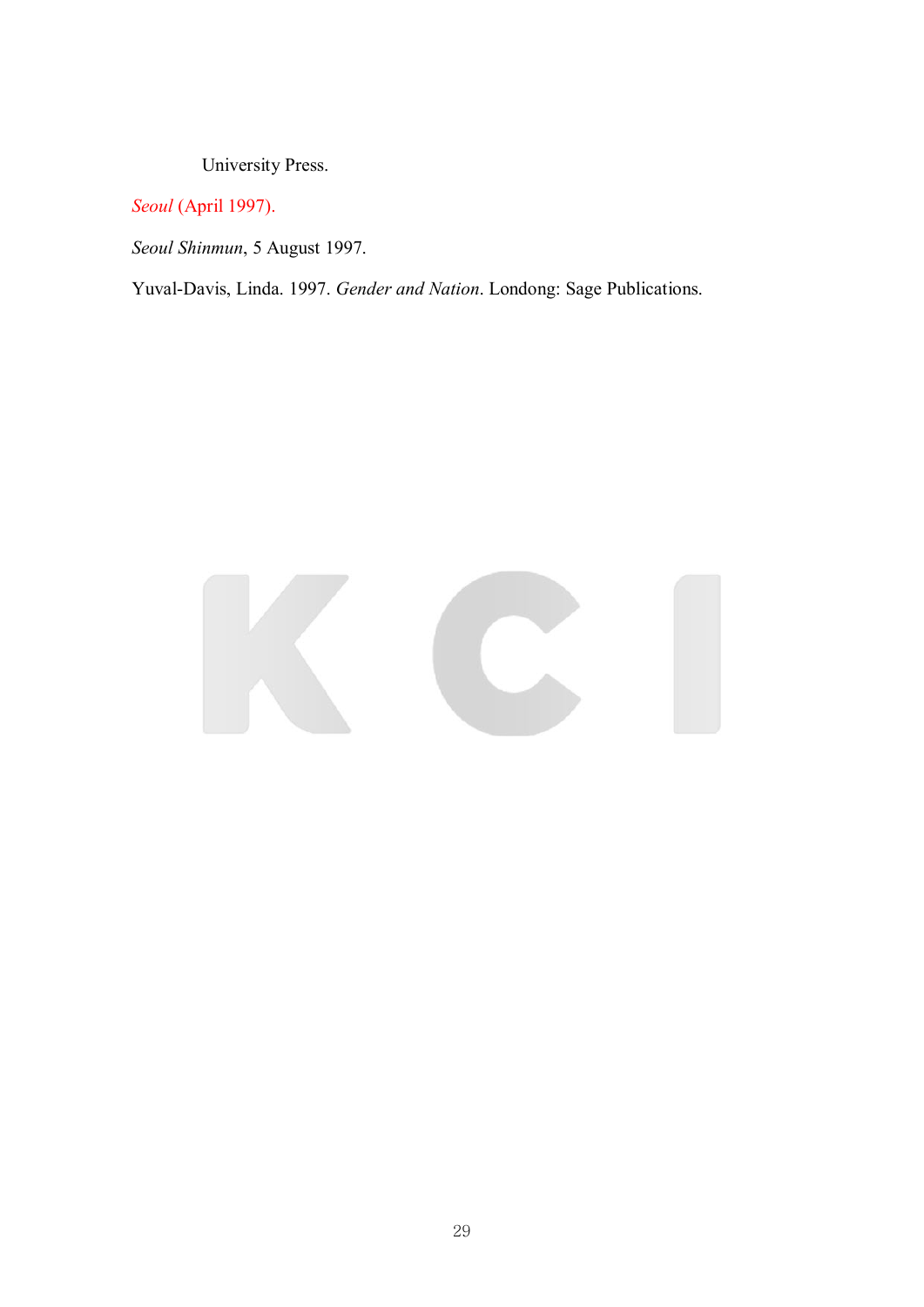University Press.

*Seoul* (April 1997).

*Seoul Shinmun*, 5 August 1997.

Yuval-Davis, Linda. 1997. *Gender and Nation*. Londong: Sage Publications.